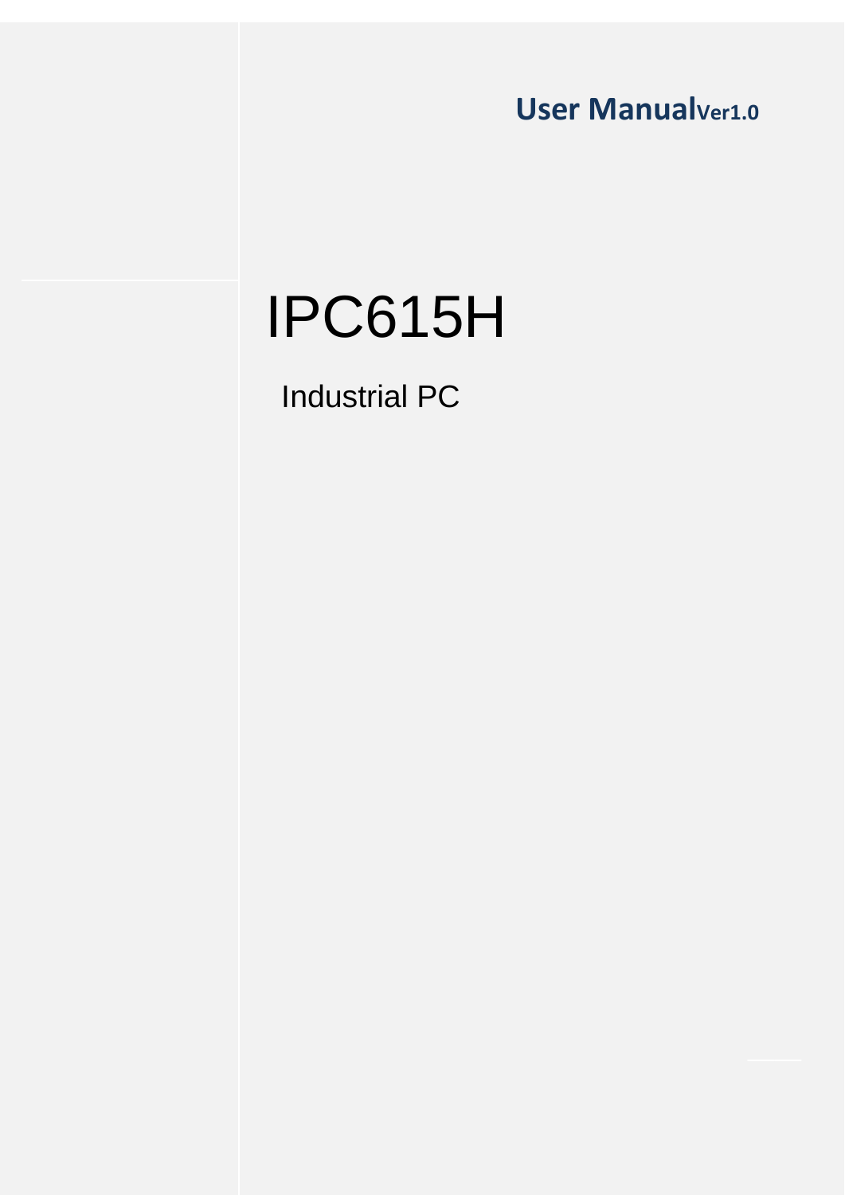**User Manual**Ver1.0

# IPC615H

Industrial PC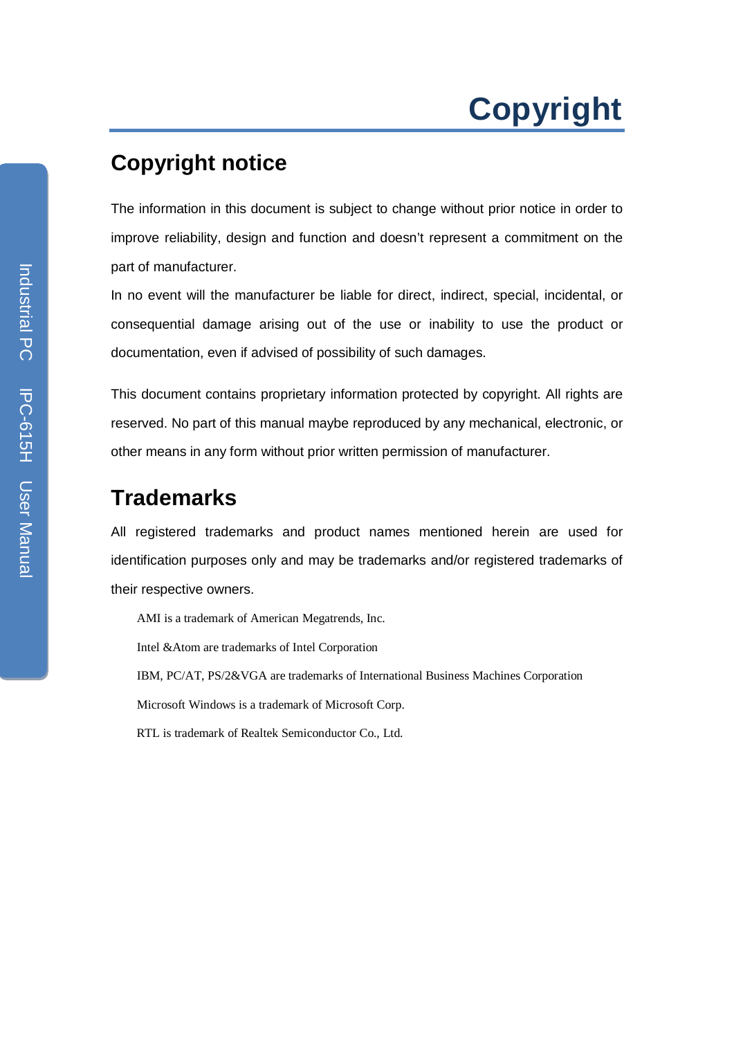# Copyright

## Copyright notice

The information in this document is subject to change without prior notice in order to improve reliability, design and function and doesn't represent a commitment on the part of manufacturer.

In no event will the manufacturer be liable for direct, indirect, special, incidental, or consequential damage arising out of the use or inability to use the product or documentation, even if advised of possibility of such damages.

This document contains proprietary information protected by copyright. All rights are reserved. No part of this manual maybe reproduced by any mechanical, electronic, or other means in any form without prior written permission of manufacturer.

## Trademarks

All registered trademarks and product names mentioned herein are used for identification purposes only and may be trademarks and/or registered trademarks of their respective owners.

AMI is a trademark of American Megatrends, Inc.

Intel &Atom are trademarks of Intel Corporation

IBM, PC/AT, PS/2&VGA are trademarks of International Business Machines Corporation

Microsoft Windows is a trademark of Microsoft Corp.

RTL is trademark of Realtek Semiconductor Co., Ltd.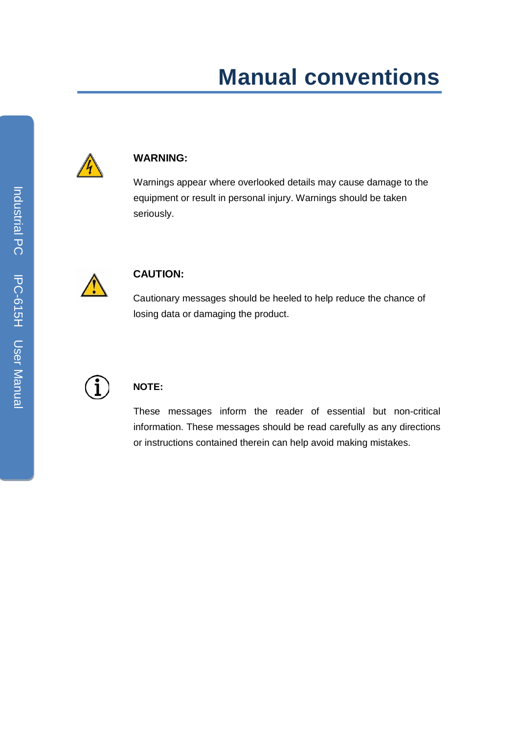# Manual conventions

**WARNING:**

Warnings appear where overlooked details may cause damage to the equipment or result in personal injury. Warnings should be taken seriously.

**CAUTION:**

Cautionary messages should be heeled to help reduce the chance of losing data or damaging the product.

**NOTE:**

These messages inform the reader of essential but non-critical information. These messages should be read carefully as any directions or instructions contained therein can help avoid making mistakes.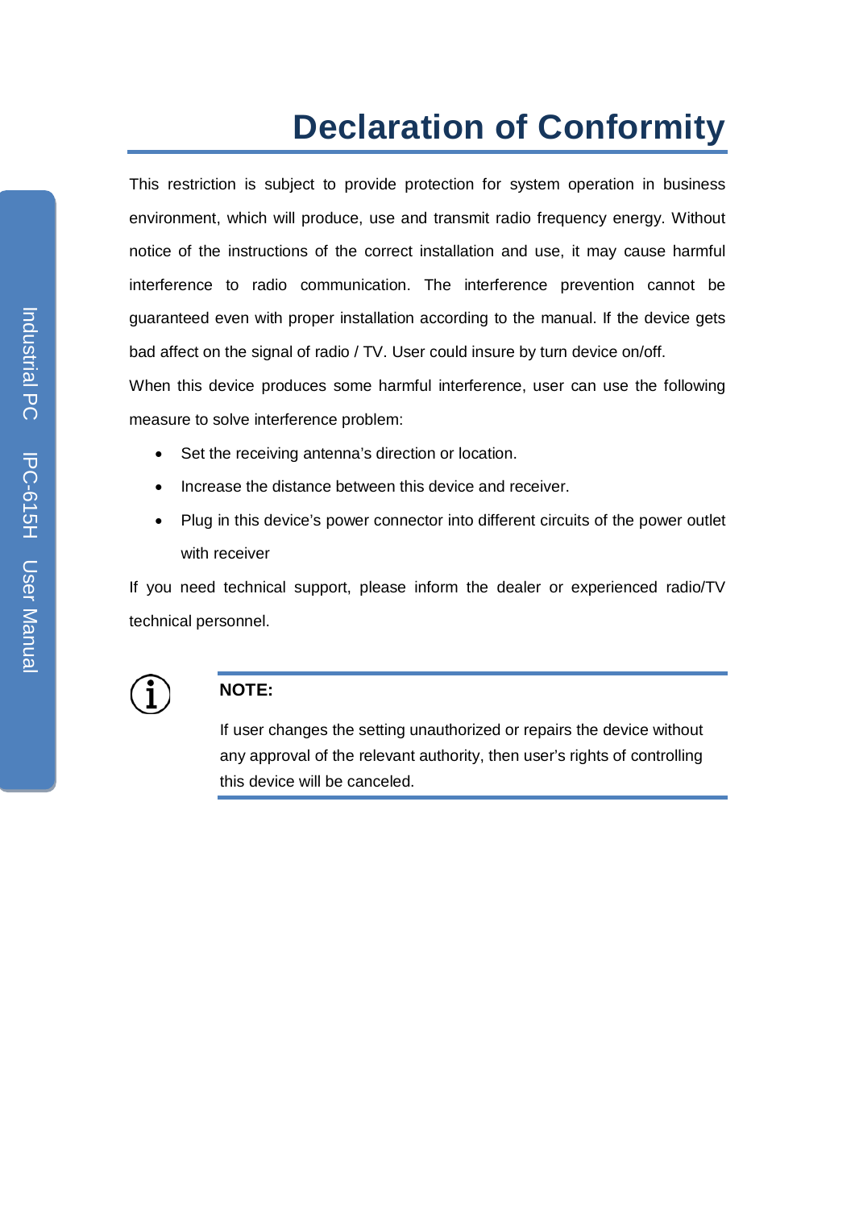# Declaration of Conformity

This restriction is subject to provide protection for system operation in business environment, which will produce, use and transmit radio frequency energy. Without notice of the instructions of the correct installation and use, it may cause harmful interference to radio communication. The interference prevention cannot be guaranteed even with proper installation according to the manual. If the device gets bad affect on the signal of radio / TV. User could insure by turn device on/off.

When this device produces some harmful interference, user can use the following measure to solve interference problem:

- Set the receiving antenna's direction or location.
- Increase the distance between this device and receiver.
- Plug in this device's power connector into different circuits of the power outlet with receiver

If you need technical support, please inform the dealer or experienced radio/TV technical personnel.

**NOTE:**

If user changes the setting unauthorized or repairs the device without any approval of the relevant authority, then user's rights of controlling this device will be canceled.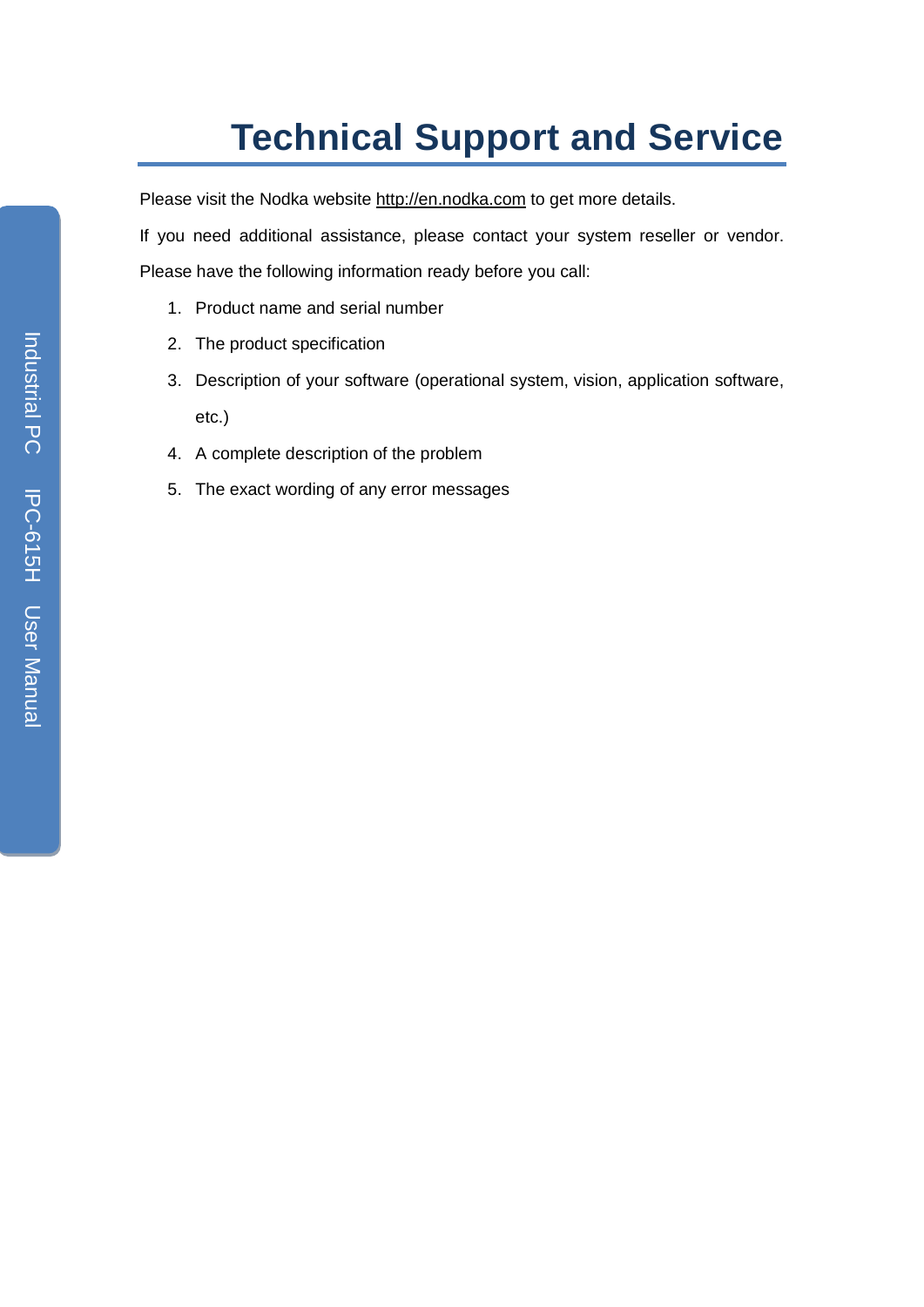# Technical Support and Service

Please visit the Nodka website http://en.nodka.com to get more details.

If you need additional assistance, please contact your system reseller or vendor. Please have the following information ready before you call:

1. Product name and serial number
2. The product specification
3. Description of your software (operational system, vision, application software, etc.)
4. A complete description of the problem
5. The exact wording of any error messages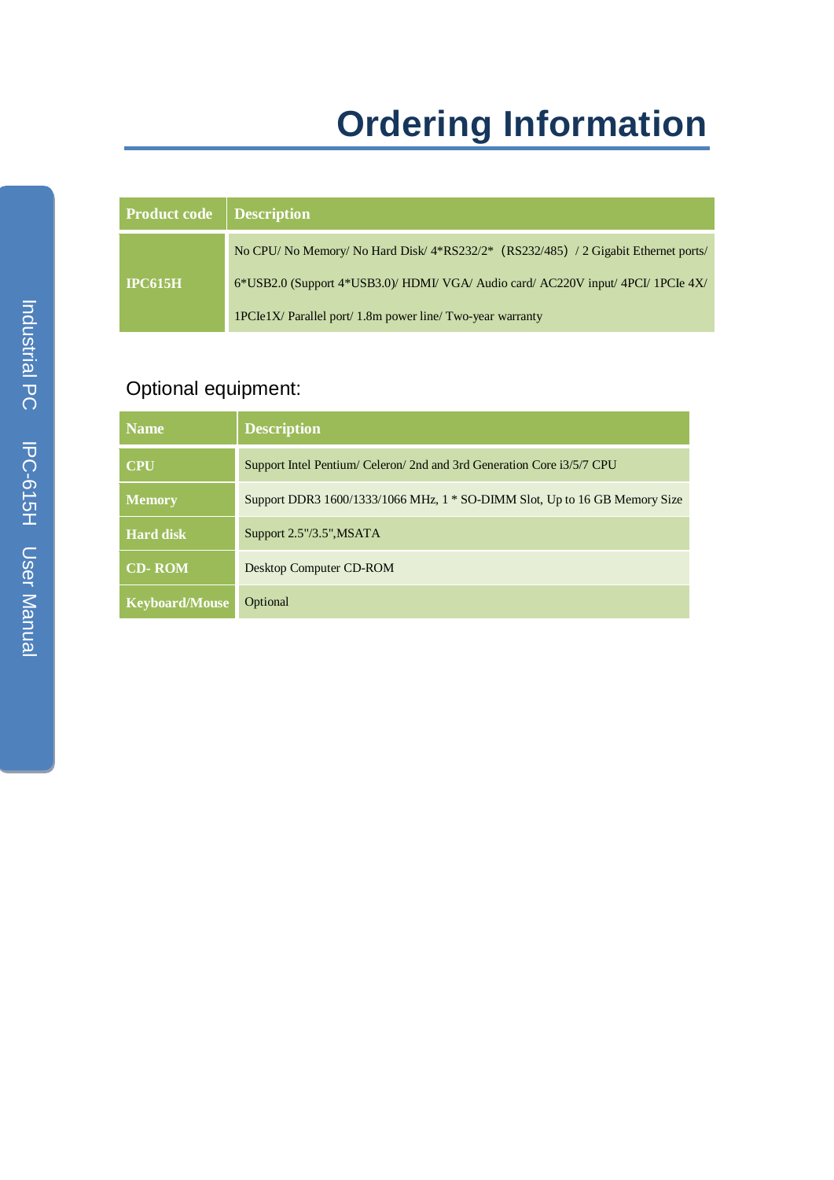# Ordering Information

| Product code | Description |
| --- | --- |
| IPC615H | No CPU/ No Memory/ No Hard Disk/ 4*RS232/2*（RS232/485）/ 2 Gigabit Ethernet ports/ 6*USB2.0 (Support 4*USB3.0)/ HDMI/ VGA/ Audio card/ AC220V input/ 4PCI/ 1PCIe 4X/ 1PCIe1X/ Parallel port/ 1.8m power line/ Two-year warranty |

Optional equipment:

| Name | Description |
| --- | --- |
| CPU | Support Intel Pentium/ Celeron/ 2nd and 3rd Generation Core i3/5/7 CPU |
| Memory | Support DDR3 1600/1333/1066 MHz, 1 * SO-DIMM Slot, Up to 16 GB Memory Size |
| Hard disk | Support 2.5"/3.5",MSATA |
| CD- ROM | Desktop Computer CD-ROM |
| Keyboard/Mouse | Optional |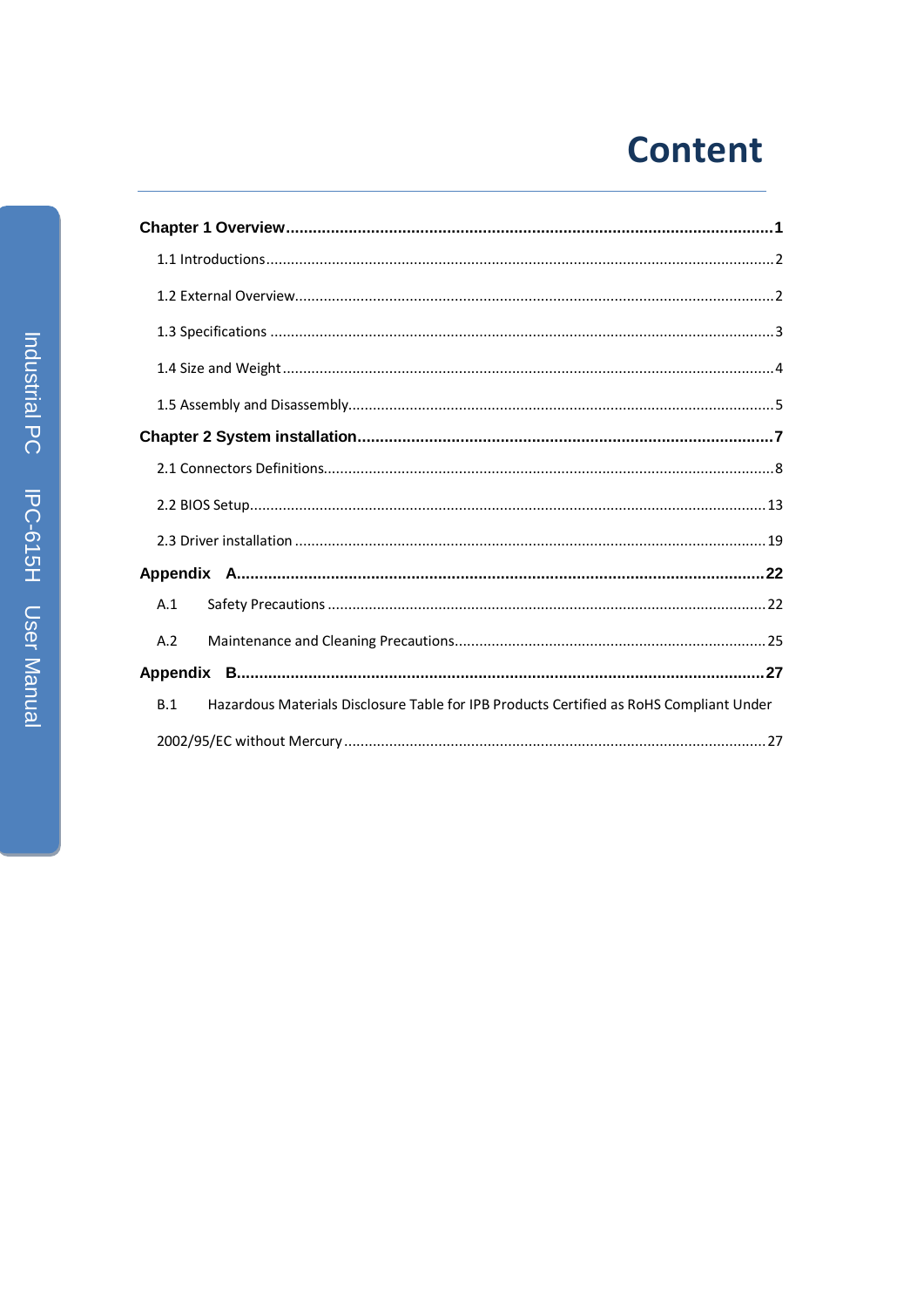# Content

**Chapter 1 Overview** ........................................................................ **1**

1.1 Introductions ........................................................................ 2

1.2 External Overview ........................................................................ 2

1.3 Specifications ........................................................................ 3

1.4 Size and Weight ........................................................................ 4

1.5 Assembly and Disassembly ........................................................................ 5

**Chapter 2 System installation** ........................................................................ **7**

2.1 Connectors Definitions ........................................................................ 8

2.2 BIOS Setup ........................................................................ 13

2.3 Driver installation ........................................................................ 19

**Appendix A** ........................................................................ **22**

A.1 Safety Precautions ........................................................................ 22

A.2 Maintenance and Cleaning Precautions ........................................................................ 25

**Appendix B** ........................................................................ **27**

B.1 Hazardous Materials Disclosure Table for IPB Products Certified as RoHS Compliant Under 2002/95/EC without Mercury ........................................................................ 27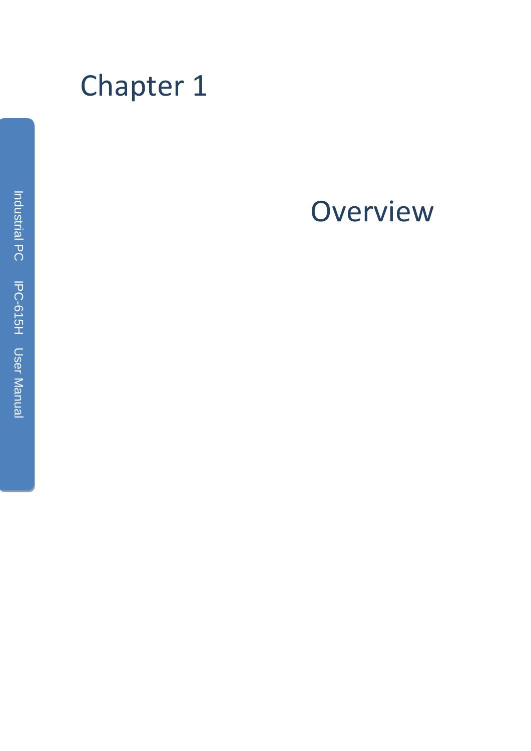# Chapter 1

# Overview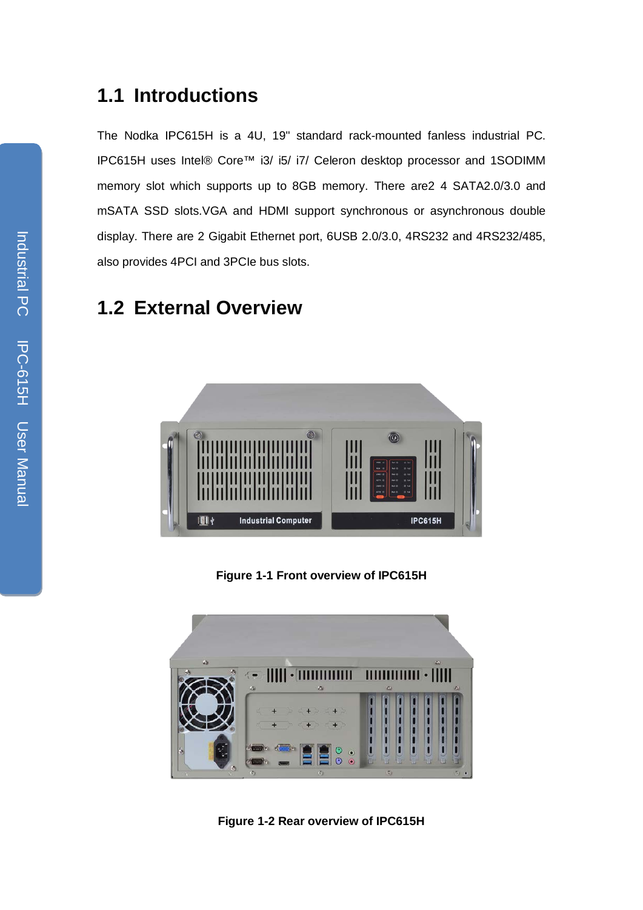## 1.1 Introductions

The Nodka IPC615H is a 4U, 19" standard rack-mounted fanless industrial PC. IPC615H uses Intel® Core™ i3/ i5/ i7/ Celeron desktop processor and 1SODIMM memory slot which supports up to 8GB memory. There are2 4 SATA2.0/3.0 and mSATA SSD slots.VGA and HDMI support synchronous or asynchronous double display. There are 2 Gigabit Ethernet port, 6USB 2.0/3.0, 4RS232 and 4RS232/485, also provides 4PCI and 3PCIe bus slots.

## 1.2 External Overview

**Figure 1-1 Front overview of IPC615H**

**Figure 1-2 Rear overview of IPC615H**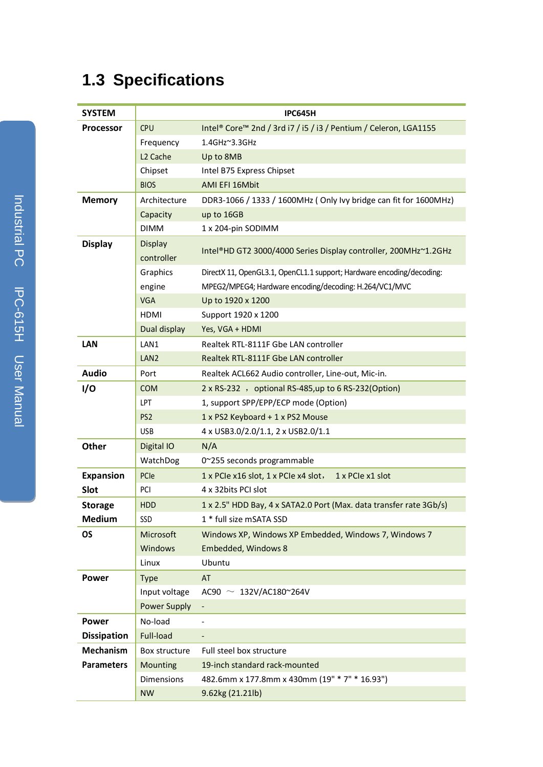# 1.3 Specifications

| SYSTEM | | IPC645H |
|---|---|---|
| **Processor** | CPU | Intel® Core™ 2nd / 3rd i7 / i5 / i3 / Pentium / Celeron, LGA1155 |
| | Frequency | 1.4GHz~3.3GHz |
| | L2 Cache | Up to 8MB |
| | Chipset | Intel B75 Express Chipset |
| | BIOS | AMI EFI 16Mbit |
| **Memory** | Architecture | DDR3-1066 / 1333 / 1600MHz ( Only Ivy bridge can fit for 1600MHz) |
| | Capacity | up to 16GB |
| | DIMM | 1 x 204-pin SODIMM |
| **Display** | Display controller | Intel®HD GT2 3000/4000 Series Display controller, 200MHz~1.2GHz |
| | Graphics engine | DirectX 11, OpenGL3.1, OpenCL1.1 support; Hardware encoding/decoding: MPEG2/MPEG4; Hardware encoding/decoding: H.264/VC1/MVC |
| | VGA | Up to 1920 x 1200 |
| | HDMI | Support 1920 x 1200 |
| | Dual display | Yes, VGA + HDMI |
| **LAN** | LAN1 | Realtek RTL-8111F Gbe LAN controller |
| | LAN2 | Realtek RTL-8111F Gbe LAN controller |
| **Audio** | Port | Realtek ACL662 Audio controller, Line-out, Mic-in. |
| **I/O** | COM | 2 x RS-232 ， optional RS-485,up to 6 RS-232(Option) |
| | LPT | 1, support SPP/EPP/ECP mode (Option) |
| | PS2 | 1 x PS2 Keyboard + 1 x PS2 Mouse |
| | USB | 4 x USB3.0/2.0/1.1, 2 x USB2.0/1.1 |
| **Other** | Digital IO | N/A |
| | WatchDog | 0~255 seconds programmable |
| **Expansion Slot** | PCIe | 1 x PCIe x16 slot, 1 x PCIe x4 slot， 1 x PCIe x1 slot |
| | PCI | 4 x 32bits PCI slot |
| **Storage Medium** | HDD | 1 x 2.5" HDD Bay, 4 x SATA2.0 Port (Max. data transfer rate 3Gb/s) |
| | SSD | 1 * full size mSATA SSD |
| **OS** | Microsoft Windows | Windows XP, Windows XP Embedded, Windows 7, Windows 7 Embedded, Windows 8 |
| | Linux | Ubuntu |
| **Power** | Type | AT |
| | Input voltage | AC90 ～ 132V/AC180~264V |
| | Power Supply | - |
| **Power Dissipation** | No-load | - |
| | Full-load | - |
| **Mechanism Parameters** | Box structure | Full steel box structure |
| | Mounting | 19-inch standard rack-mounted |
| | Dimensions | 482.6mm x 177.8mm x 430mm (19" * 7" * 16.93") |
| | NW | 9.62kg (21.21lb) |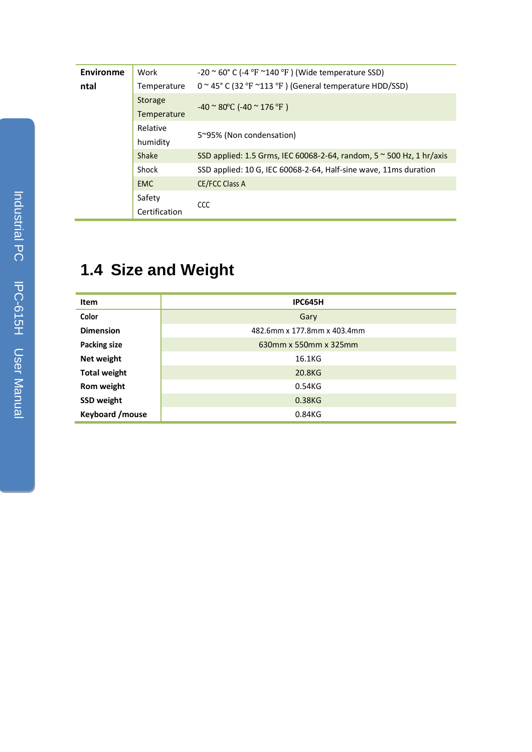| Environmental | Work Temperature | -20 ~ 60° C (-4 °F ~140 °F ) (Wide temperature SSD) 0 ~ 45° C (32 °F ~113 °F ) (General temperature HDD/SSD) |
|---|---|---|
| | Storage Temperature | -40 ~ 80℃ (-40 ~ 176 °F ) |
| | Relative humidity | 5~95% (Non condensation) |
| | Shake | SSD applied: 1.5 Grms, IEC 60068-2-64, random, 5 ~ 500 Hz, 1 hr/axis |
| | Shock | SSD applied: 10 G, IEC 60068-2-64, Half-sine wave, 11ms duration |
| | EMC | CE/FCC Class A |
| | Safety Certification | CCC |

## 1.4 Size and Weight

| Item | IPC645H |
|---|---|
| Color | Gary |
| Dimension | 482.6mm x 177.8mm x 403.4mm |
| Packing size | 630mm x 550mm x 325mm |
| Net weight | 16.1KG |
| Total weight | 20.8KG |
| Rom weight | 0.54KG |
| SSD weight | 0.38KG |
| Keyboard /mouse | 0.84KG |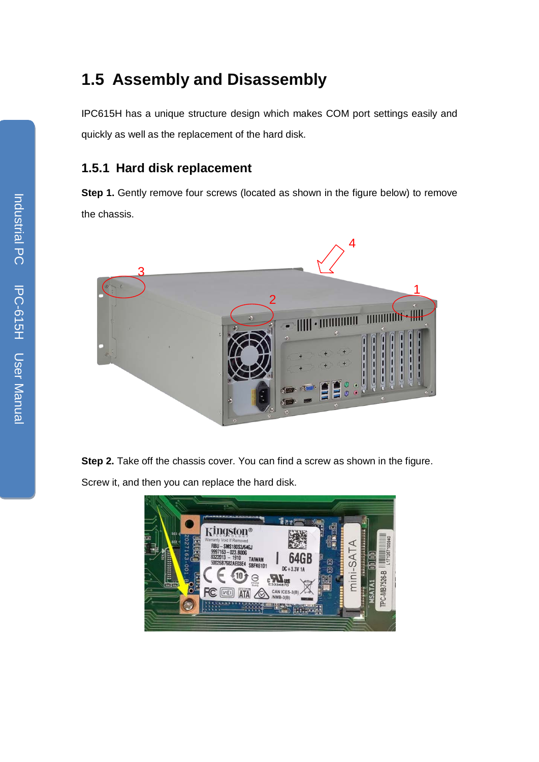## 1.5 Assembly and Disassembly

IPC615H has a unique structure design which makes COM port settings easily and quickly as well as the replacement of the hard disk.

### 1.5.1 Hard disk replacement

**Step 1.** Gently remove four screws (located as shown in the figure below) to remove the chassis.

**Step 2.** Take off the chassis cover. You can find a screw as shown in the figure. Screw it, and then you can replace the hard disk.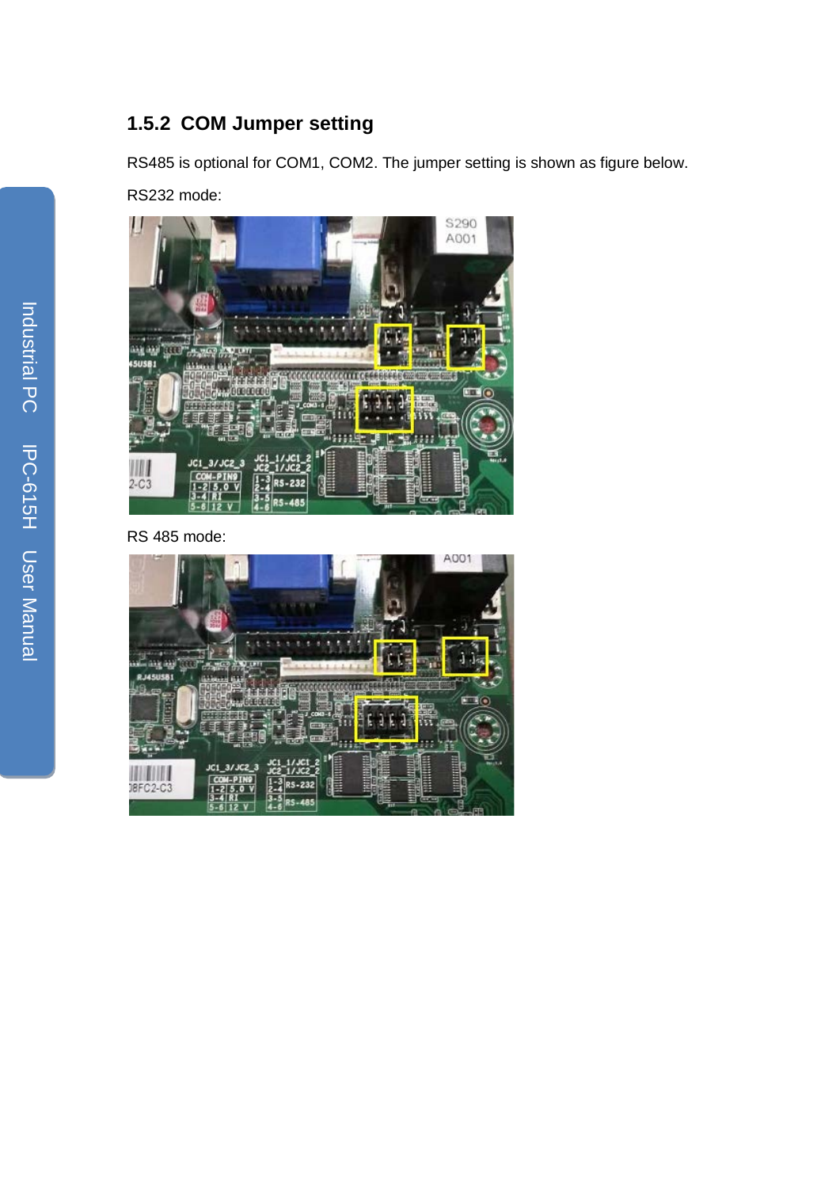### 1.5.2 COM Jumper setting

RS485 is optional for COM1, COM2. The jumper setting is shown as figure below.

RS232 mode:

RS 485 mode: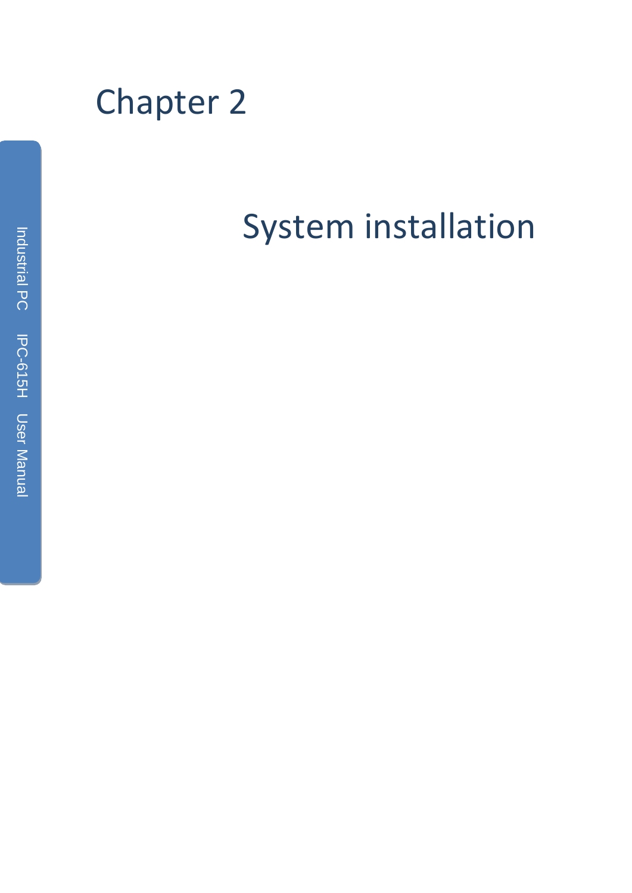# Chapter 2

## System installation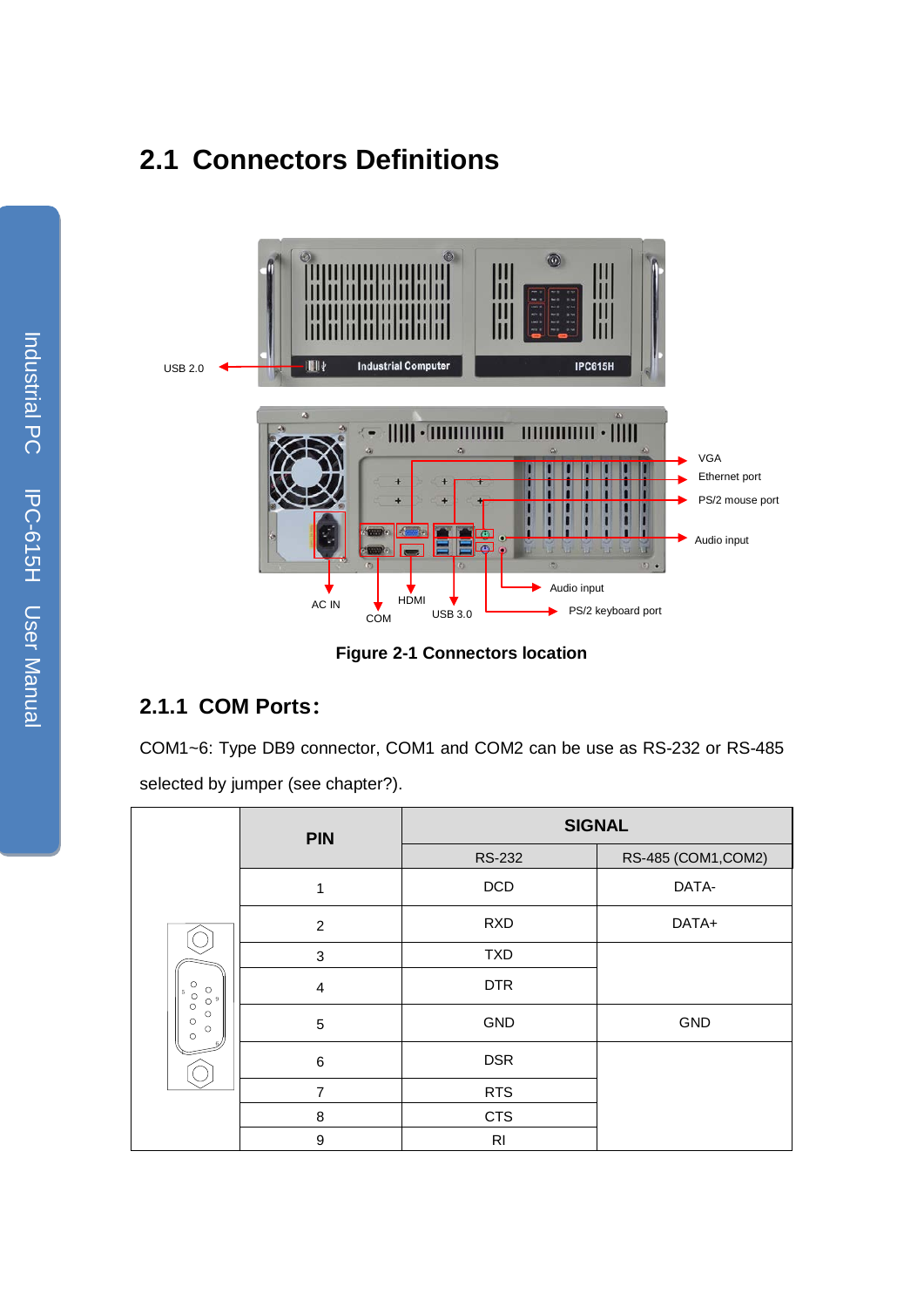## 2.1 Connectors Definitions

Figure 2-1 Connectors location

### 2.1.1 COM Ports:

COM1~6: Type DB9 connector, COM1 and COM2 can be use as RS-232 or RS-485 selected by jumper (see chapter?).

| PIN | SIGNAL | |
|---|---|---|
| | RS-232 | RS-485 (COM1,COM2) |
| 1 | DCD | DATA- |
| 2 | RXD | DATA+ |
| 3 | TXD | |
| 4 | DTR | |
| 5 | GND | GND |
| 6 | DSR | |
| 7 | RTS | |
| 8 | CTS | |
| 9 | RI | |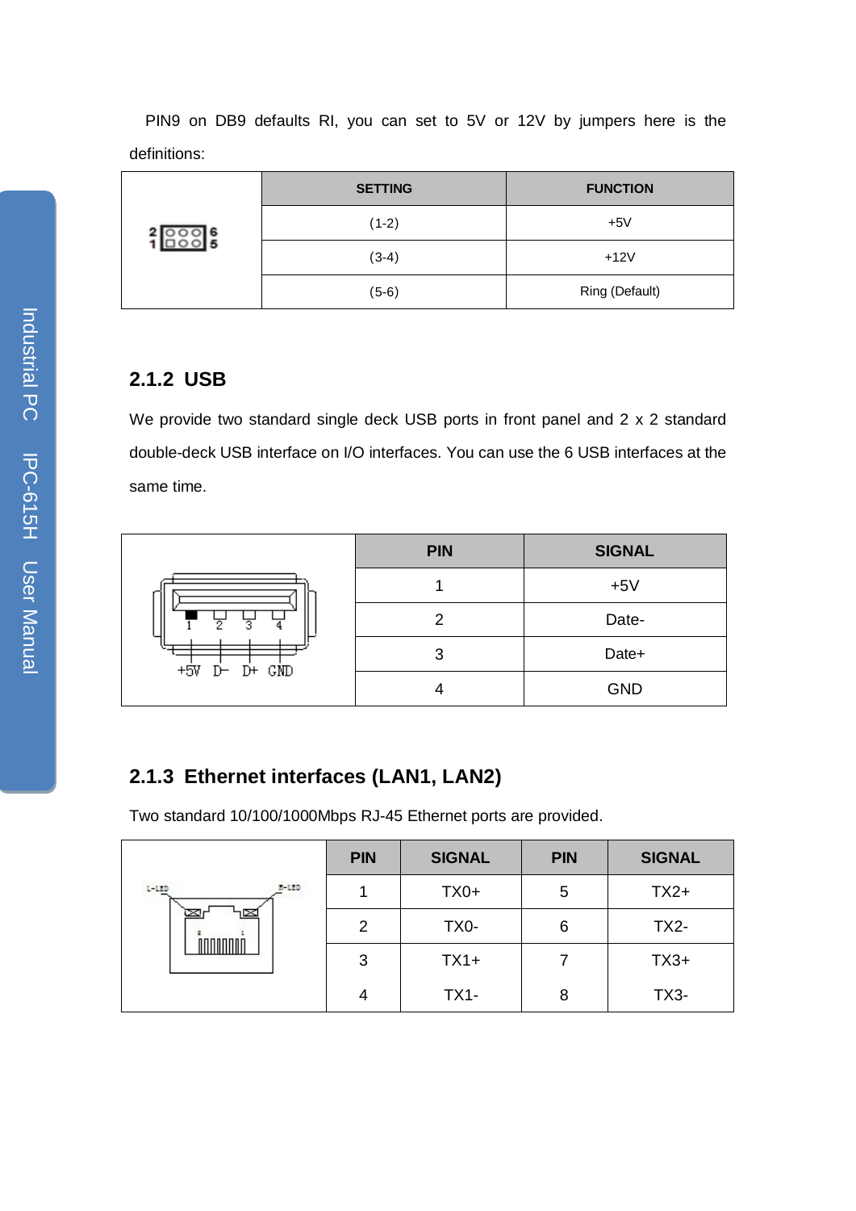PIN9 on DB9 defaults RI, you can set to 5V or 12V by jumpers here is the definitions:

| | SETTING | FUNCTION |
|---|---|---|
| | (1-2) | +5V |
| | (3-4) | +12V |
| | (5-6) | Ring (Default) |

### 2.1.2 USB

We provide two standard single deck USB ports in front panel and 2 x 2 standard double-deck USB interface on I/O interfaces. You can use the 6 USB interfaces at the same time.

| | PIN | SIGNAL |
|---|---|---|
| | 1 | +5V |
| | 2 | Date- |
| | 3 | Date+ |
| | 4 | GND |

### 2.1.3 Ethernet interfaces (LAN1, LAN2)

Two standard 10/100/1000Mbps RJ-45 Ethernet ports are provided.

| | PIN | SIGNAL | PIN | SIGNAL |
|---|---|---|---|---|
| | 1 | TX0+ | 5 | TX2+ |
| | 2 | TX0- | 6 | TX2- |
| | 3 | TX1+ | 7 | TX3+ |
| | 4 | TX1- | 8 | TX3- |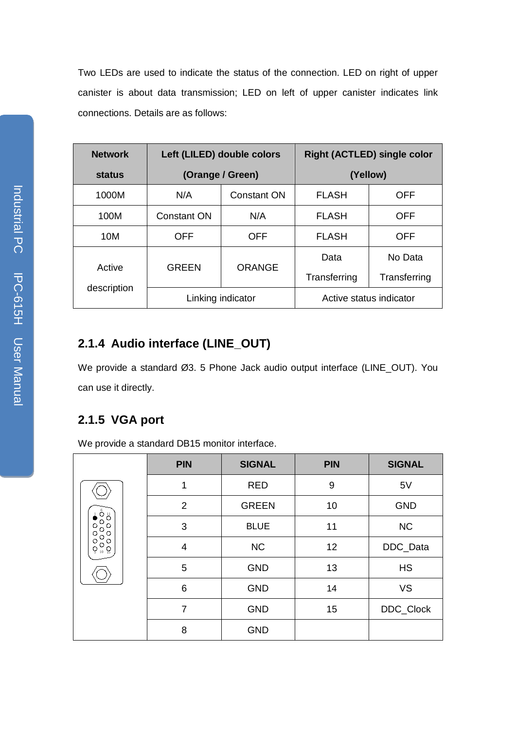Two LEDs are used to indicate the status of the connection. LED on right of upper canister is about data transmission; LED on left of upper canister indicates link connections. Details are as follows:

| Network status | Left (LILED) double colors (Orange / Green) | | Right (ACTLED) single color (Yellow) | |
|---|---|---|---|---|
| 1000M | N/A | Constant ON | FLASH | OFF |
| 100M | Constant ON | N/A | FLASH | OFF |
| 10M | OFF | OFF | FLASH | OFF |
| Active description | GREEN | ORANGE | Data Transferring | No Data Transferring |
| | Linking indicator | | Active status indicator | |

### 2.1.4 Audio interface (LINE_OUT)

We provide a standard Ø3. 5 Phone Jack audio output interface (LINE_OUT). You can use it directly.

### 2.1.5 VGA port

We provide a standard DB15 monitor interface.

| PIN | SIGNAL | PIN | SIGNAL |
|---|---|---|---|
| 1 | RED | 9 | 5V |
| 2 | GREEN | 10 | GND |
| 3 | BLUE | 11 | NC |
| 4 | NC | 12 | DDC_Data |
| 5 | GND | 13 | HS |
| 6 | GND | 14 | VS |
| 7 | GND | 15 | DDC_Clock |
| 8 | GND | | |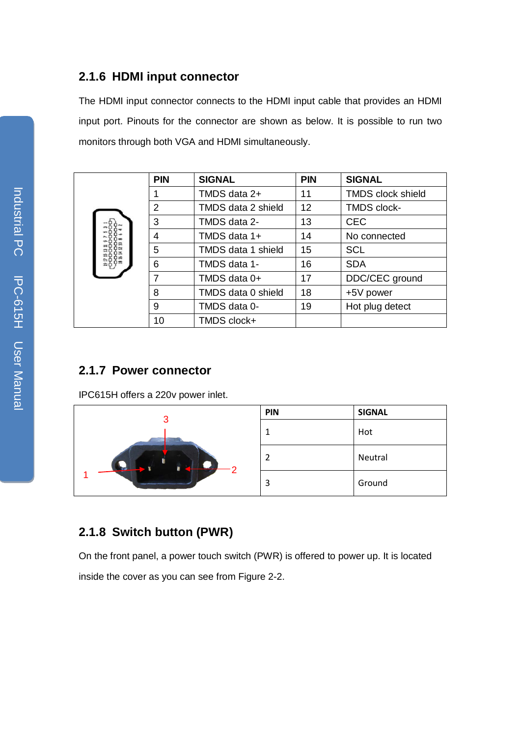### 2.1.6 HDMI input connector

The HDMI input connector connects to the HDMI input cable that provides an HDMI input port. Pinouts for the connector are shown as below. It is possible to run two monitors through both VGA and HDMI simultaneously.

| PIN | SIGNAL | PIN | SIGNAL |
|---|---|---|---|
| 1 | TMDS data 2+ | 11 | TMDS clock shield |
| 2 | TMDS data 2 shield | 12 | TMDS clock- |
| 3 | TMDS data 2- | 13 | CEC |
| 4 | TMDS data 1+ | 14 | No connected |
| 5 | TMDS data 1 shield | 15 | SCL |
| 6 | TMDS data 1- | 16 | SDA |
| 7 | TMDS data 0+ | 17 | DDC/CEC ground |
| 8 | TMDS data 0 shield | 18 | +5V power |
| 9 | TMDS data 0- | 19 | Hot plug detect |
| 10 | TMDS clock+ | | |

### 2.1.7 Power connector

IPC615H offers a 220v power inlet.

| PIN | SIGNAL |
|---|---|
| 1 | Hot |
| 2 | Neutral |
| 3 | Ground |

### 2.1.8 Switch button (PWR)

On the front panel, a power touch switch (PWR) is offered to power up. It is located inside the cover as you can see from Figure 2-2.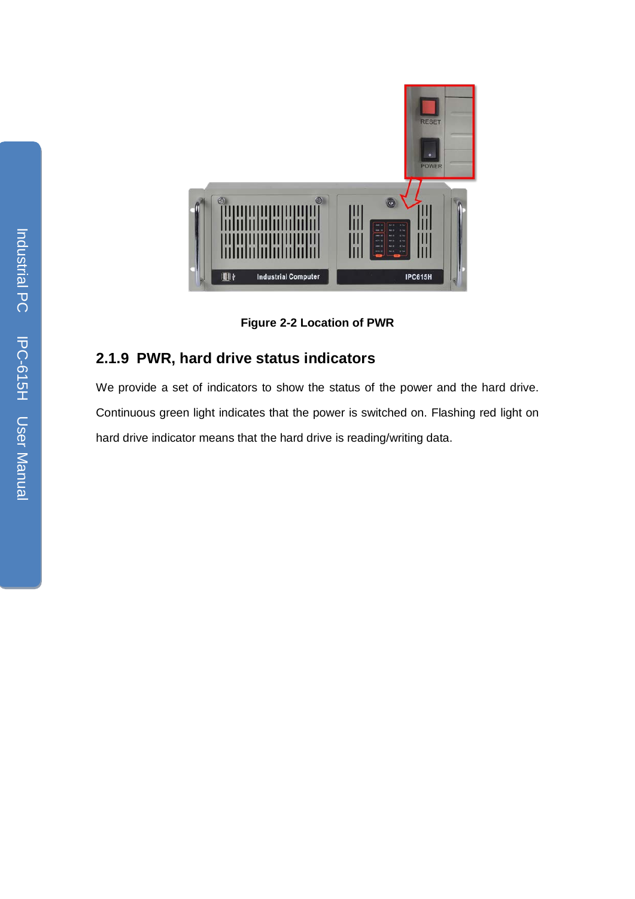Figure 2-2 Location of PWR

### 2.1.9 PWR, hard drive status indicators

We provide a set of indicators to show the status of the power and the hard drive. Continuous green light indicates that the power is switched on. Flashing red light on hard drive indicator means that the hard drive is reading/writing data.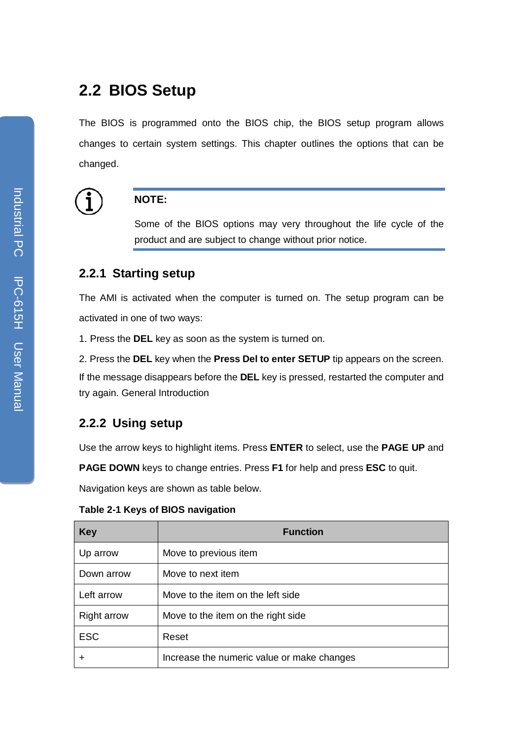## 2.2 BIOS Setup

The BIOS is programmed onto the BIOS chip, the BIOS setup program allows changes to certain system settings. This chapter outlines the options that can be changed.

**NOTE:**

Some of the BIOS options may very throughout the life cycle of the product and are subject to change without prior notice.

### 2.2.1 Starting setup

The AMI is activated when the computer is turned on. The setup program can be activated in one of two ways:

1. Press the **DEL** key as soon as the system is turned on.

2. Press the **DEL** key when the **Press Del to enter SETUP** tip appears on the screen. If the message disappears before the **DEL** key is pressed, restarted the computer and try again. General Introduction

### 2.2.2 Using setup

Use the arrow keys to highlight items. Press **ENTER** to select, use the **PAGE UP** and **PAGE DOWN** keys to change entries. Press **F1** for help and press **ESC** to quit. Navigation keys are shown as table below.

**Table 2-1 Keys of BIOS navigation**

| Key | Function |
|---|---|
| Up arrow | Move to previous item |
| Down arrow | Move to next item |
| Left arrow | Move to the item on the left side |
| Right arrow | Move to the item on the right side |
| ESC | Reset |
| + | Increase the numeric value or make changes |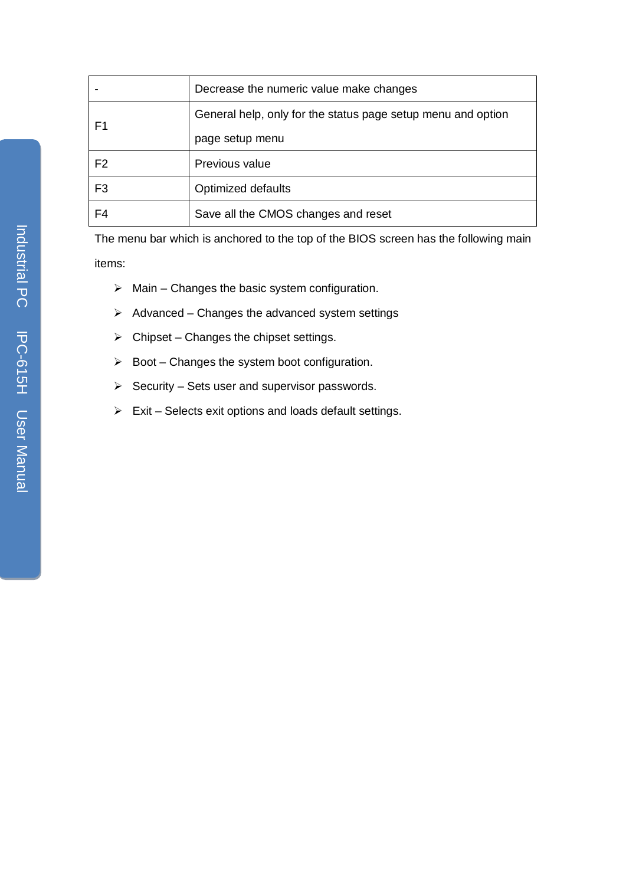| - | Decrease the numeric value make changes |
| --- | --- |
| F1 | General help, only for the status page setup menu and option page setup menu |
| F2 | Previous value |
| F3 | Optimized defaults |
| F4 | Save all the CMOS changes and reset |

The menu bar which is anchored to the top of the BIOS screen has the following main items:

- Main – Changes the basic system configuration.
- Advanced – Changes the advanced system settings
- Chipset – Changes the chipset settings.
- Boot – Changes the system boot configuration.
- Security – Sets user and supervisor passwords.
- Exit – Selects exit options and loads default settings.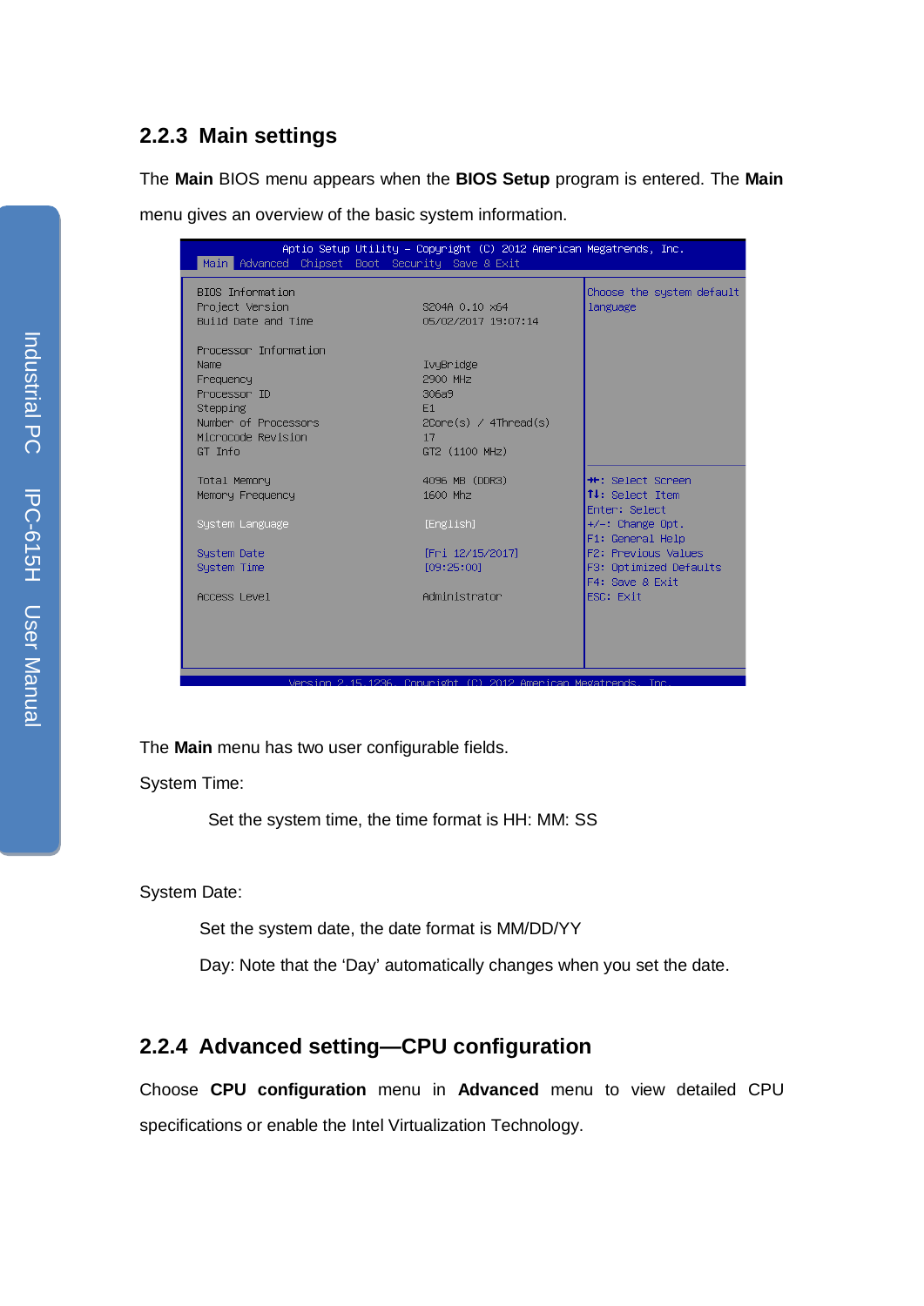### 2.2.3 Main settings

The **Main** BIOS menu appears when the **BIOS Setup** program is entered. The **Main** menu gives an overview of the basic system information.

```
Aptio Setup Utility – Copyright (C) 2012 American Megatrends, Inc.
Main  Advanced  Chipset  Boot  Security  Save & Exit

BIOS Information                                        Choose the system default
Project Version            S204A 0.10 x64               language
Build Date and Time        05/02/2017 19:07:14

Processor Information
Name                       IvyBridge
Frequency                  2900 MHz
Processor ID               306a9
Stepping                   E1
Number of Processors       2Core(s) / 4Thread(s)
Microcode Revision         17
GT Info                    GT2 (1100 MHz)

Total Memory               4096 MB (DDR3)               ++: Select Screen
Memory Frequency           1600 Mhz                     ↑↓: Select Item
                                                        Enter: Select
System Language            [English]                    +/-: Change Opt.
                                                        F1: General Help
System Date                [Fri 12/15/2017]             F2: Previous Values
System Time                [09:25:00]                   F3: Optimized Defaults
                                                        F4: Save & Exit
Access Level               Administrator                ESC: Exit

Version 2.15.1236. Copyright (C) 2012 American Megatrends, Inc.
```

The **Main** menu has two user configurable fields.

System Time:

Set the system time, the time format is HH: MM: SS

System Date:

Set the system date, the date format is MM/DD/YY

Day: Note that the 'Day' automatically changes when you set the date.

### 2.2.4 Advanced setting—CPU configuration

Choose **CPU configuration** menu in **Advanced** menu to view detailed CPU specifications or enable the Intel Virtualization Technology.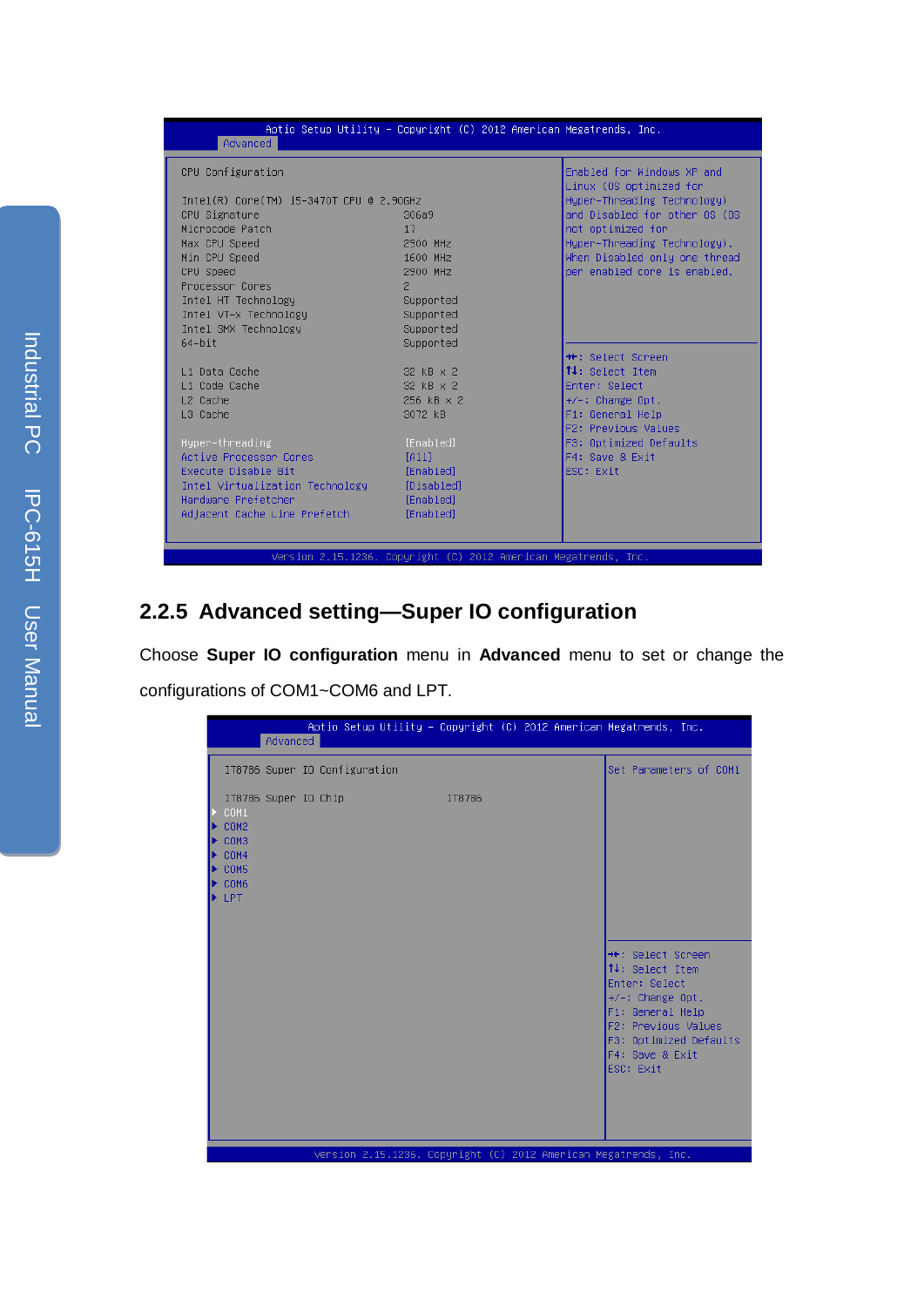```
Aptio Setup Utility - Copyright (C) 2012 American Megatrends, Inc.
Advanced

CPU Configuration                                        Enabled for Windows XP and
                                                         Linux (OS optimized for
Intel(R) Core(TM) i5-3470T CPU @ 2.90GHz                 Hyper-Threading Technology)
CPU Signature                    306a9                   and Disabled for other OS (OS
Microcode Patch                  17                      not optimized for
Max CPU Speed                    2900 MHz                Hyper-Threading Technology).
Min CPU Speed                    1600 MHz                When Disabled only one thread
CPU Speed                        2900 MHz                per enabled core is enabled.
Processor Cores                  2
Intel HT Technology              Supported
Intel VT-x Technology            Supported
Intel SMX Technology             Supported
64-bit                           Supported
                                                         ↔: Select Screen
L1 Data Cache                    32 kB x 2               ↑↓: Select Item
L1 Code Cache                    32 kB x 2               Enter: Select
L2 Cache                         256 kB x 2              +/-: Change Opt.
L3 Cache                         3072 kB                 F1: General Help
                                                         F2: Previous Values
Hyper-threading                  [Enabled]               F3: Optimized Defaults
Active Processor Cores           [All]                   F4: Save & Exit
Execute Disable Bit              [Enabled]               ESC: Exit
Intel Virtualization Technology  [Disabled]
Hardware Prefetcher              [Enabled]
Adjacent Cache Line Prefetch     [Enabled]

Version 2.15.1236. Copyright (C) 2012 American Megatrends, Inc.
```

### 2.2.5 Advanced setting—Super IO configuration

Choose **Super IO configuration** menu in **Advanced** menu to set or change the configurations of COM1~COM6 and LPT.

```
Aptio Setup Utility - Copyright (C) 2012 American Megatrends, Inc.
Advanced

IT8786 Super IO Configuration                  Set Parameters of COM1

IT8786 Super IO Chip             IT8786
▶ COM1
▶ COM2
▶ COM3
▶ COM4
▶ COM5
▶ COM6
▶ LPT

                                               ↔: Select Screen
                                               ↑↓: Select Item
                                               Enter: Select
                                               +/-: Change Opt.
                                               F1: General Help
                                               F2: Previous Values
                                               F3: Optimized Defaults
                                               F4: Save & Exit
                                               ESC: Exit

Version 2.15.1236. Copyright (C) 2012 American Megatrends, Inc.
```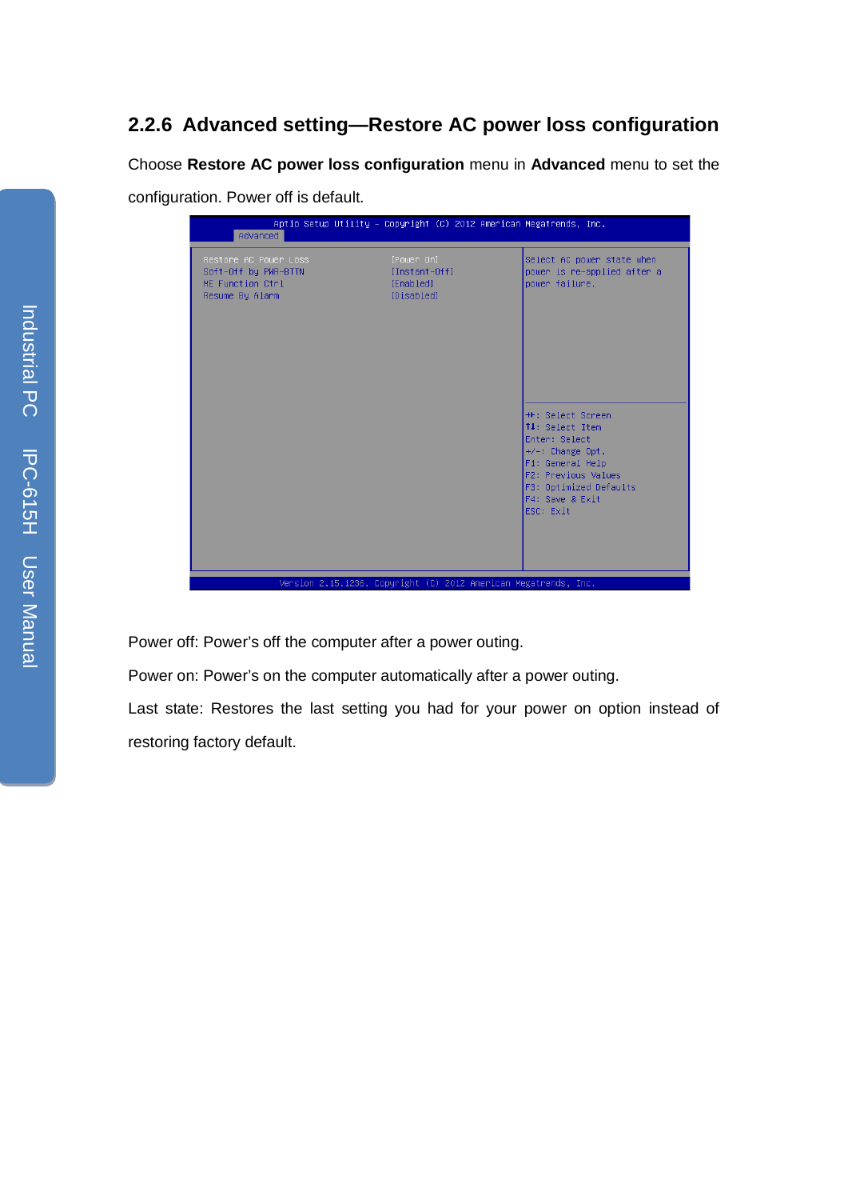## 2.2.6 Advanced setting—Restore AC power loss configuration

Choose **Restore AC power loss configuration** menu in **Advanced** menu to set the configuration. Power off is default.

```
Aptio Setup Utility - Copyright (C) 2012 American Megatrends, Inc.
Advanced

Restore AC Power Loss        [Power On]        Select AC power state when
Soft-Off by PWR-BTTN         [Instant-Off]     power is re-applied after a
ME Function Ctrl             [Enabled]         power failure.
Resume By Alarm              [Disabled]

                                               ++: Select Screen
                                               ↑↓: Select Item
                                               Enter: Select
                                               +/-: Change Opt.
                                               F1: General Help
                                               F2: Previous Values
                                               F3: Optimized Defaults
                                               F4: Save & Exit
                                               ESC: Exit

Version 2.15.1236. Copyright (C) 2012 American Megatrends, Inc.
```

Power off: Power's off the computer after a power outing.

Power on: Power's on the computer automatically after a power outing.

Last state: Restores the last setting you had for your power on option instead of restoring factory default.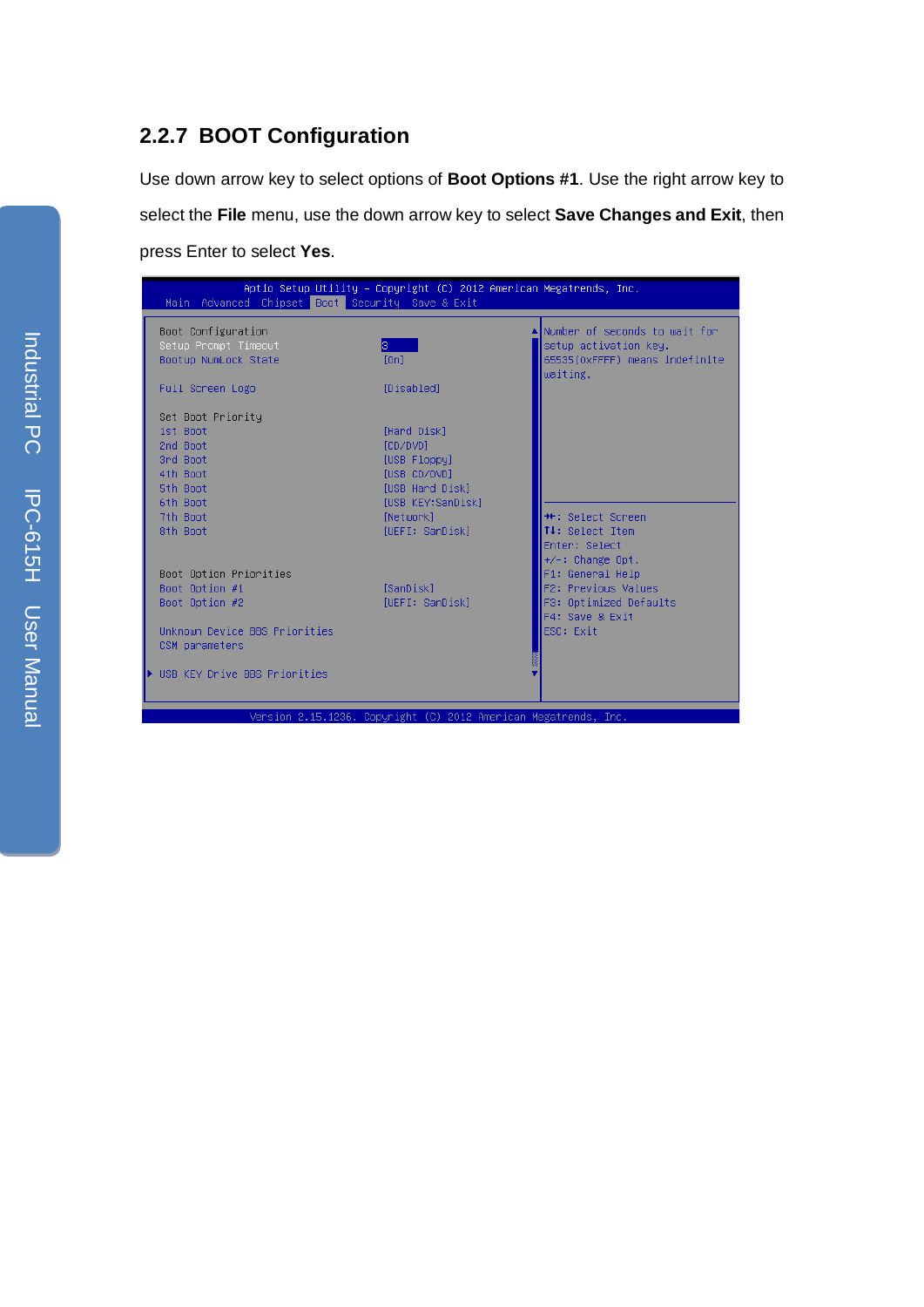## 2.2.7 BOOT Configuration

Use down arrow key to select options of **Boot Options #1**. Use the right arrow key to select the **File** menu, use the down arrow key to select **Save Changes and Exit**, then press Enter to select **Yes**.

```
Aptio Setup Utility – Copyright (C) 2012 American Megatrends, Inc.
  Main  Advanced  Chipset  Boot  Security  Save & Exit

Boot Configuration                                   Number of seconds to wait for
Setup Prompt Timeout          3                      setup activation key.
Bootup NumLock State          [On]                   65535(0xFFFF) means indefinite
                                                     waiting.
Full Screen Logo              [Disabled]

Set Boot Priority
1st Boot                      [Hard Disk]
2nd Boot                      [CD/DVD]
3rd Boot                      [USB Floppy]
4th Boot                      [USB CD/DVD]
5th Boot                      [USB Hard Disk]
6th Boot                      [USB KEY:SanDisk]
7th Boot                      [Network]              ↔: Select Screen
8th Boot                      [UEFI: SanDisk]        ↑↓: Select Item
                                                     Enter: Select
                                                     +/-: Change Opt.
Boot Option Priorities                               F1: General Help
Boot Option #1                [SanDisk]              F2: Previous Values
Boot Option #2                [UEFI: SanDisk]        F3: Optimized Defaults
                                                     F4: Save & Exit
Unknown Device BBS Priorities                        ESC: Exit
CSM parameters

► USB KEY Drive BBS Priorities

Version 2.15.1236. Copyright (C) 2012 American Megatrends, Inc.
```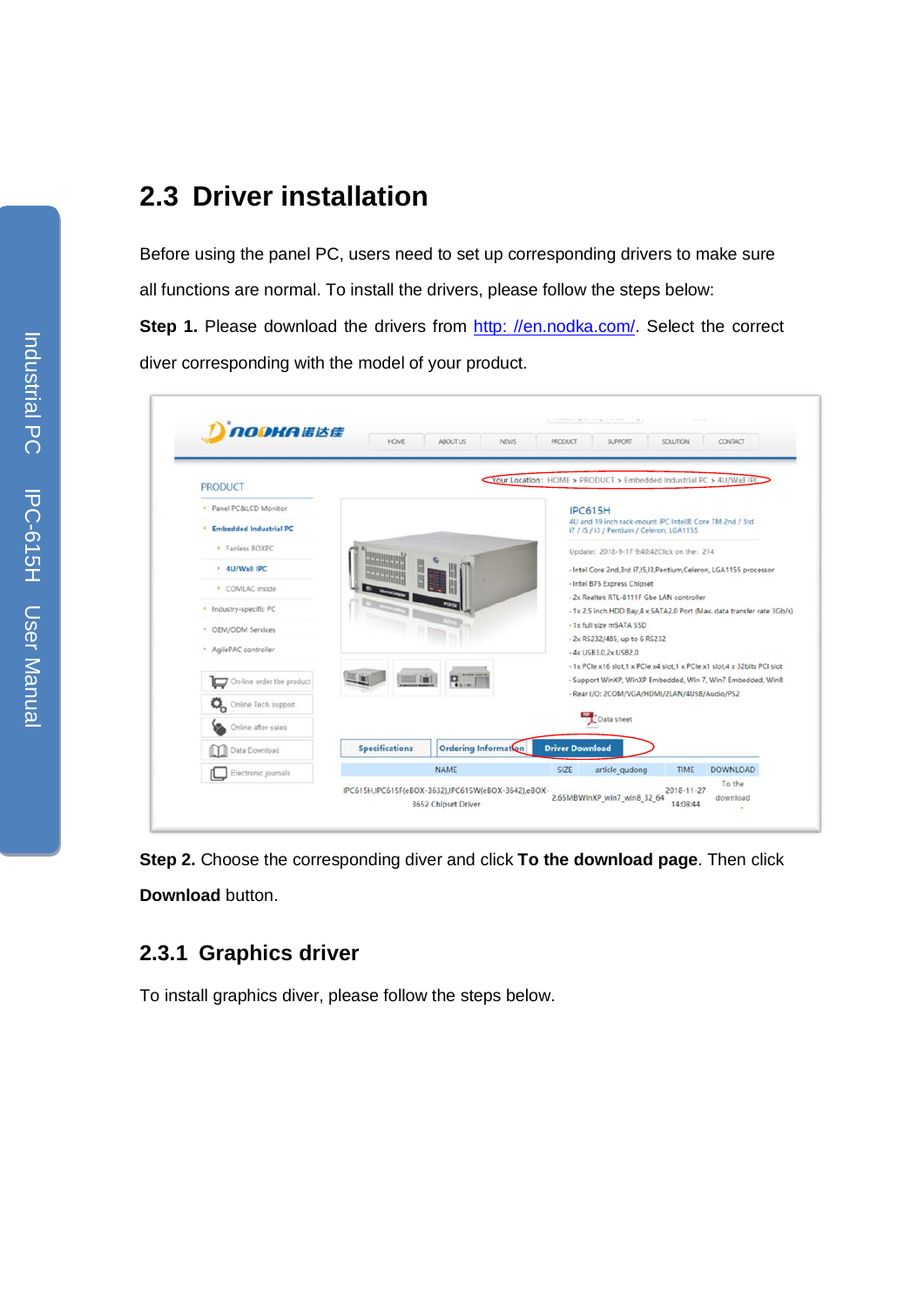## 2.3 Driver installation

Before using the panel PC, users need to set up corresponding drivers to make sure all functions are normal. To install the drivers, please follow the steps below:

**Step 1.** Please download the drivers from http: //en.nodka.com/. Select the correct diver corresponding with the model of your product.

**Step 2.** Choose the corresponding diver and click **To the download page**. Then click **Download** button.

### 2.3.1 Graphics driver

To install graphics diver, please follow the steps below.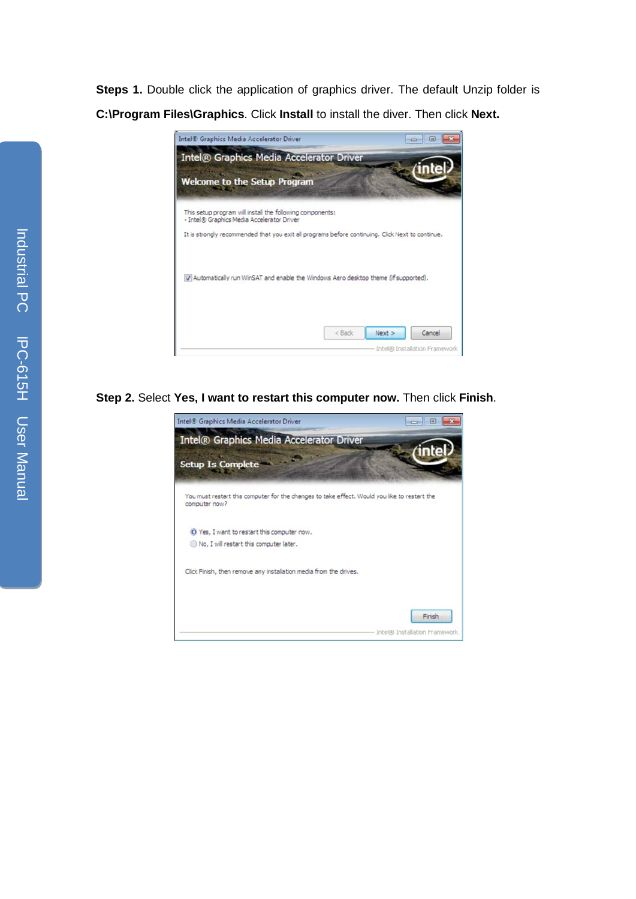**Steps 1.** Double click the application of graphics driver. The default Unzip folder is **C:\Program Files\Graphics**. Click **Install** to install the diver. Then click **Next.**

**Step 2.** Select **Yes, I want to restart this computer now.** Then click **Finish**.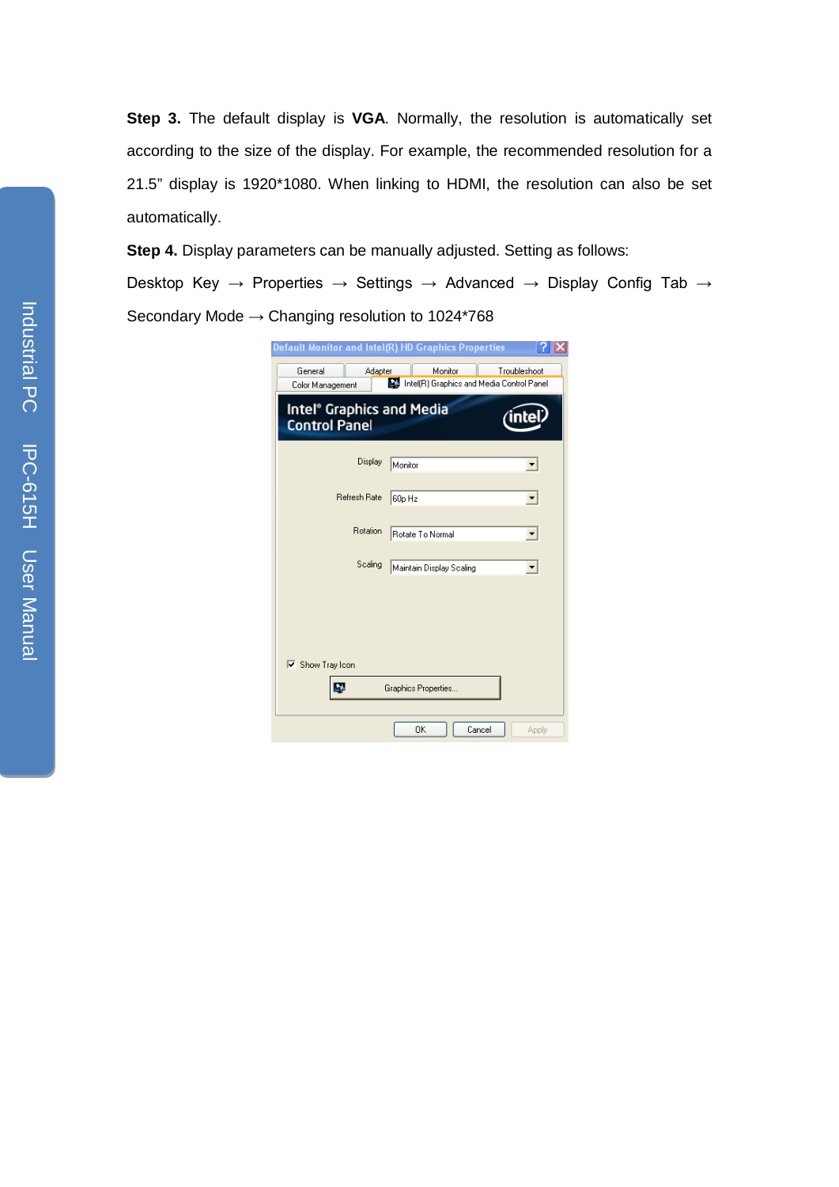**Step 3.** The default display is **VGA**. Normally, the resolution is automatically set according to the size of the display. For example, the recommended resolution for a 21.5" display is 1920*1080. When linking to HDMI, the resolution can also be set automatically.

**Step 4.** Display parameters can be manually adjusted. Setting as follows:

Desktop Key → Properties → Settings → Advanced → Display Config Tab → Secondary Mode → Changing resolution to 1024*768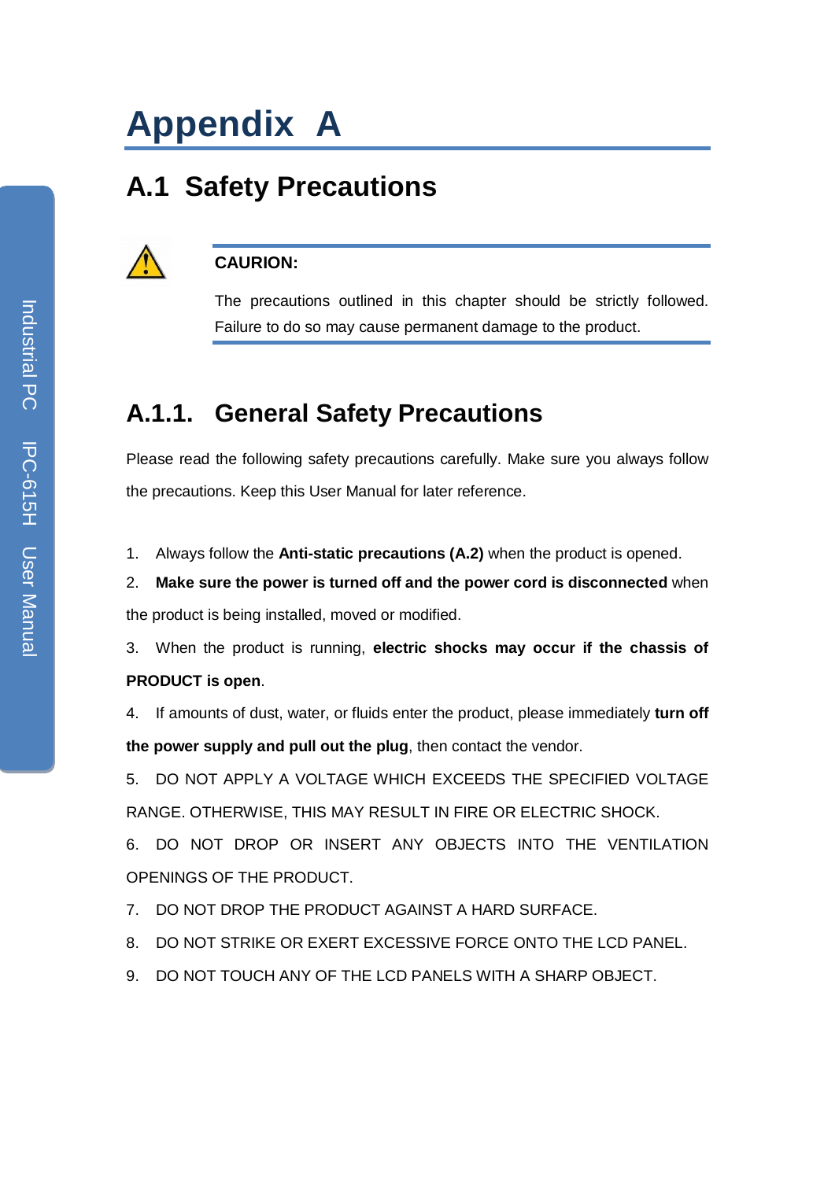# Appendix A

## A.1 Safety Precautions

**CAURION:**

The precautions outlined in this chapter should be strictly followed. Failure to do so may cause permanent damage to the product.

### A.1.1. General Safety Precautions

Please read the following safety precautions carefully. Make sure you always follow the precautions. Keep this User Manual for later reference.

1. Always follow the **Anti-static precautions (A.2)** when the product is opened.
2. **Make sure the power is turned off and the power cord is disconnected** when the product is being installed, moved or modified.
3. When the product is running, **electric shocks may occur if the chassis of PRODUCT is open**.
4. If amounts of dust, water, or fluids enter the product, please immediately **turn off the power supply and pull out the plug**, then contact the vendor.
5. DO NOT APPLY A VOLTAGE WHICH EXCEEDS THE SPECIFIED VOLTAGE RANGE. OTHERWISE, THIS MAY RESULT IN FIRE OR ELECTRIC SHOCK.
6. DO NOT DROP OR INSERT ANY OBJECTS INTO THE VENTILATION OPENINGS OF THE PRODUCT.
7. DO NOT DROP THE PRODUCT AGAINST A HARD SURFACE.
8. DO NOT STRIKE OR EXERT EXCESSIVE FORCE ONTO THE LCD PANEL.
9. DO NOT TOUCH ANY OF THE LCD PANELS WITH A SHARP OBJECT.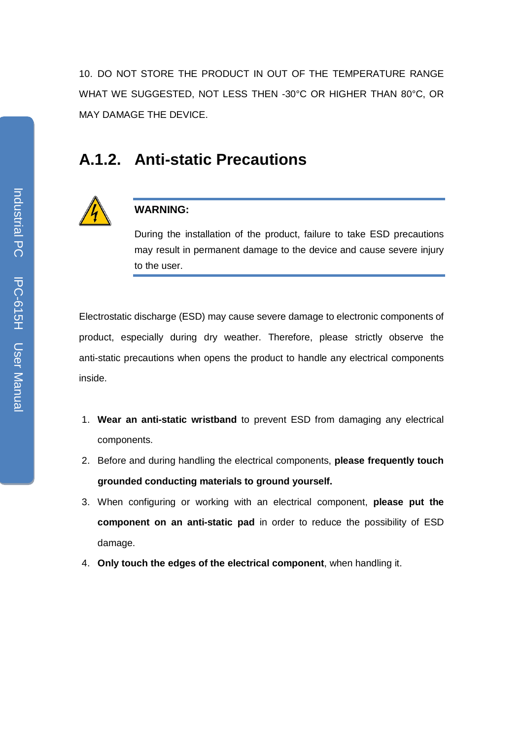10. DO NOT STORE THE PRODUCT IN OUT OF THE TEMPERATURE RANGE WHAT WE SUGGESTED, NOT LESS THEN -30°C OR HIGHER THAN 80°C, OR MAY DAMAGE THE DEVICE.

### A.1.2. Anti-static Precautions

**WARNING:**

During the installation of the product, failure to take ESD precautions may result in permanent damage to the device and cause severe injury to the user.

Electrostatic discharge (ESD) may cause severe damage to electronic components of product, especially during dry weather. Therefore, please strictly observe the anti-static precautions when opens the product to handle any electrical components inside.

1. **Wear an anti-static wristband** to prevent ESD from damaging any electrical components.
2. Before and during handling the electrical components, **please frequently touch grounded conducting materials to ground yourself.**
3. When configuring or working with an electrical component, **please put the component on an anti-static pad** in order to reduce the possibility of ESD damage.
4. **Only touch the edges of the electrical component**, when handling it.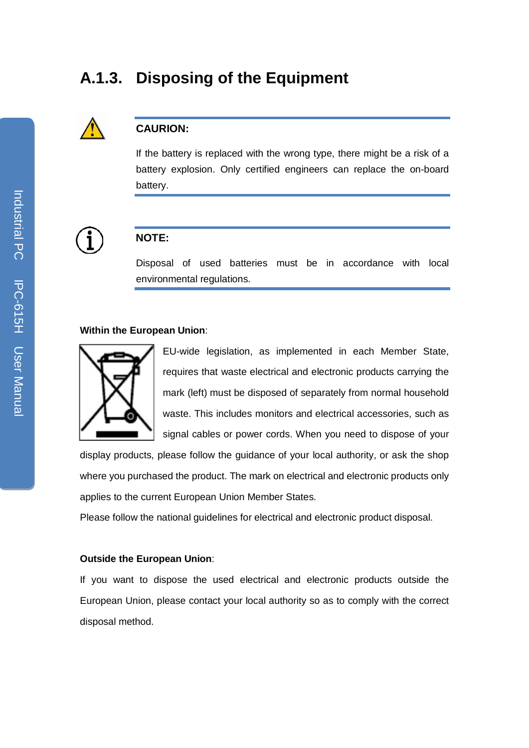### A.1.3. Disposing of the Equipment

**CAURION:**

If the battery is replaced with the wrong type, there might be a risk of a battery explosion. Only certified engineers can replace the on-board battery.

**NOTE:**

Disposal of used batteries must be in accordance with local environmental regulations.

**Within the European Union**:

EU-wide legislation, as implemented in each Member State, requires that waste electrical and electronic products carrying the mark (left) must be disposed of separately from normal household waste. This includes monitors and electrical accessories, such as signal cables or power cords. When you need to dispose of your display products, please follow the guidance of your local authority, or ask the shop where you purchased the product. The mark on electrical and electronic products only applies to the current European Union Member States.

Please follow the national guidelines for electrical and electronic product disposal.

**Outside the European Union**:

If you want to dispose the used electrical and electronic products outside the European Union, please contact your local authority so as to comply with the correct disposal method.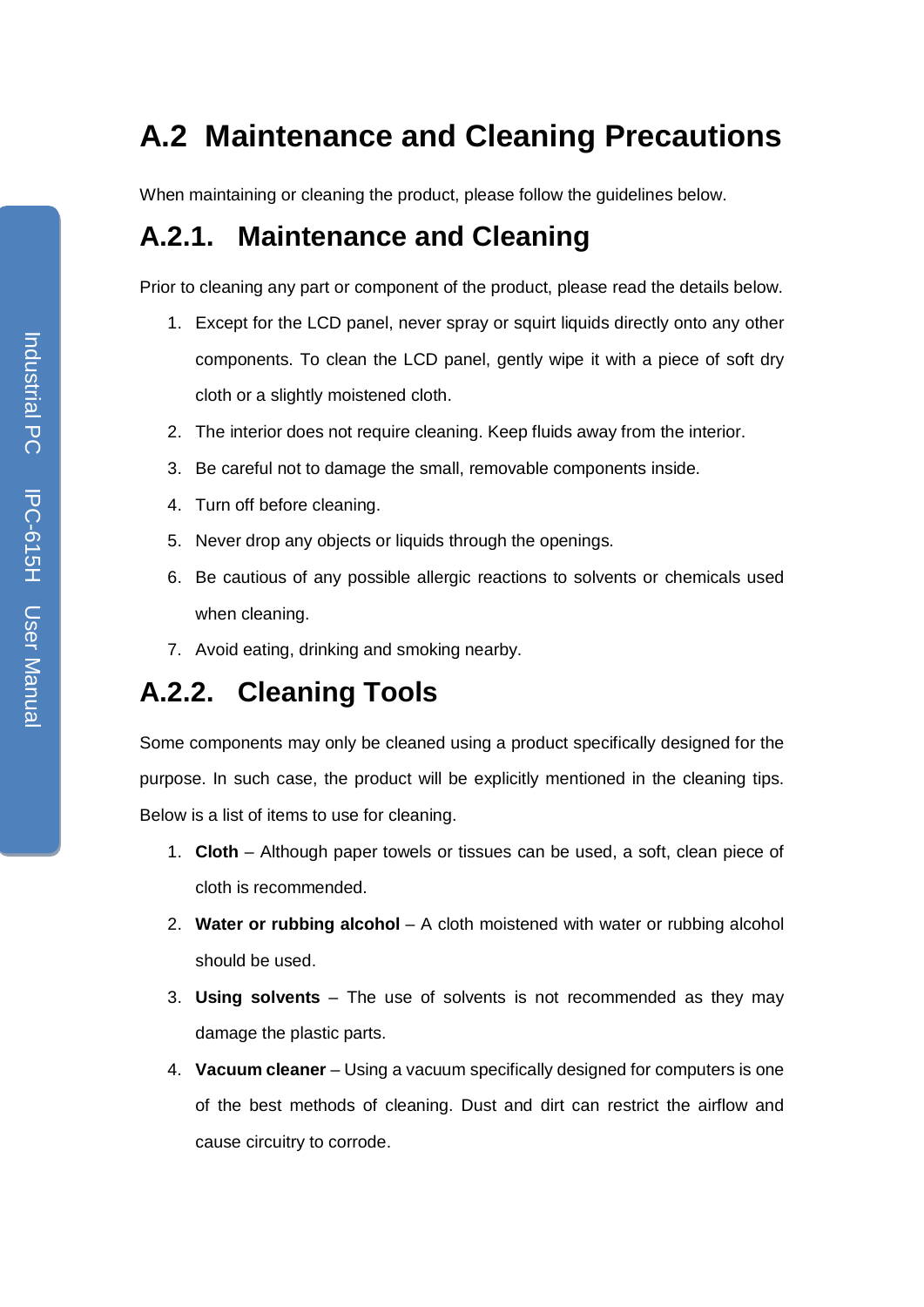## A.2 Maintenance and Cleaning Precautions

When maintaining or cleaning the product, please follow the guidelines below.

### A.2.1. Maintenance and Cleaning

Prior to cleaning any part or component of the product, please read the details below.

1. Except for the LCD panel, never spray or squirt liquids directly onto any other components. To clean the LCD panel, gently wipe it with a piece of soft dry cloth or a slightly moistened cloth.
2. The interior does not require cleaning. Keep fluids away from the interior.
3. Be careful not to damage the small, removable components inside.
4. Turn off before cleaning.
5. Never drop any objects or liquids through the openings.
6. Be cautious of any possible allergic reactions to solvents or chemicals used when cleaning.
7. Avoid eating, drinking and smoking nearby.

### A.2.2. Cleaning Tools

Some components may only be cleaned using a product specifically designed for the purpose. In such case, the product will be explicitly mentioned in the cleaning tips. Below is a list of items to use for cleaning.

1. **Cloth** – Although paper towels or tissues can be used, a soft, clean piece of cloth is recommended.
2. **Water or rubbing alcohol** – A cloth moistened with water or rubbing alcohol should be used.
3. **Using solvents** – The use of solvents is not recommended as they may damage the plastic parts.
4. **Vacuum cleaner** – Using a vacuum specifically designed for computers is one of the best methods of cleaning. Dust and dirt can restrict the airflow and cause circuitry to corrode.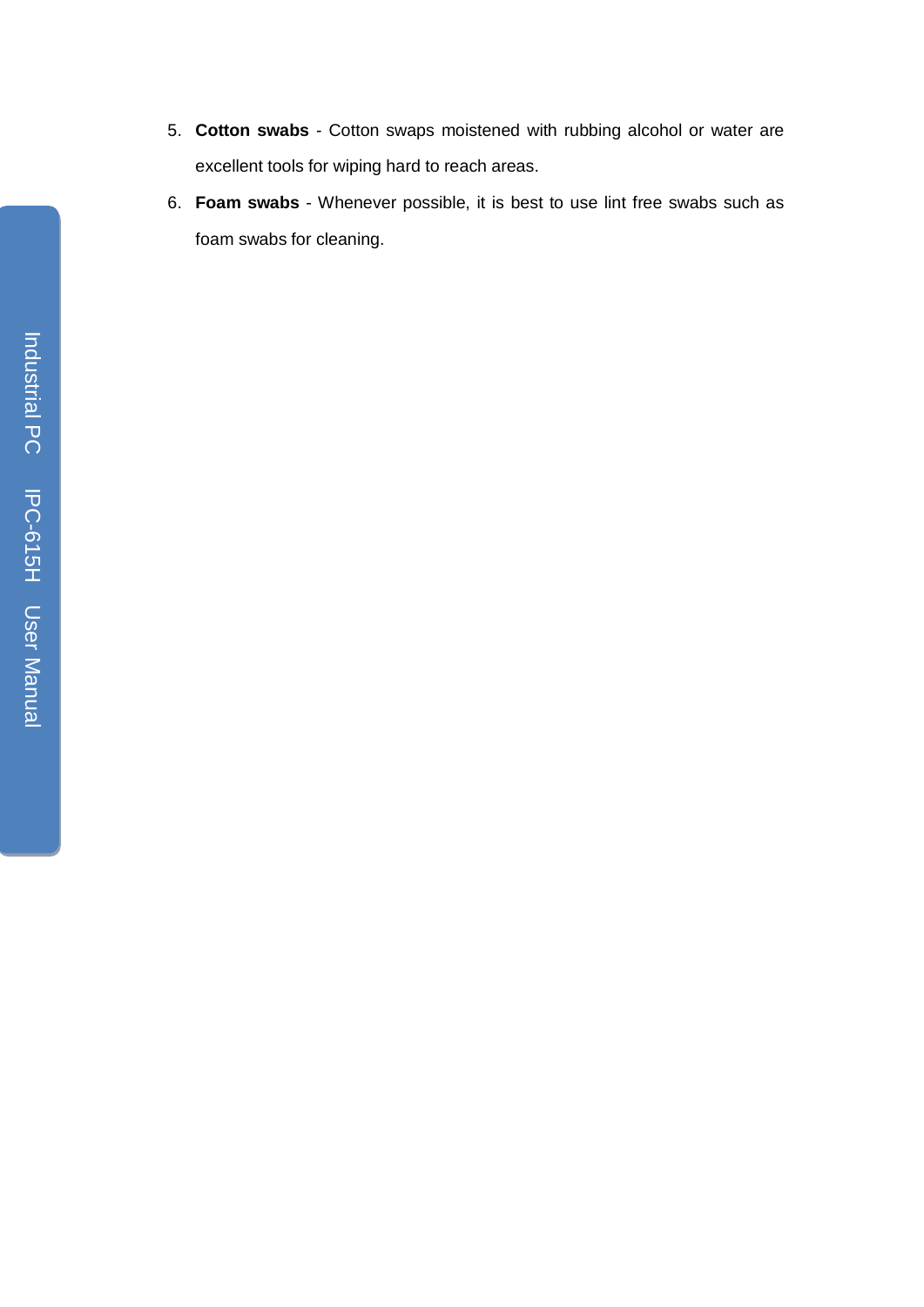5. **Cotton swabs** - Cotton swaps moistened with rubbing alcohol or water are excellent tools for wiping hard to reach areas.
6. **Foam swabs** - Whenever possible, it is best to use lint free swabs such as foam swabs for cleaning.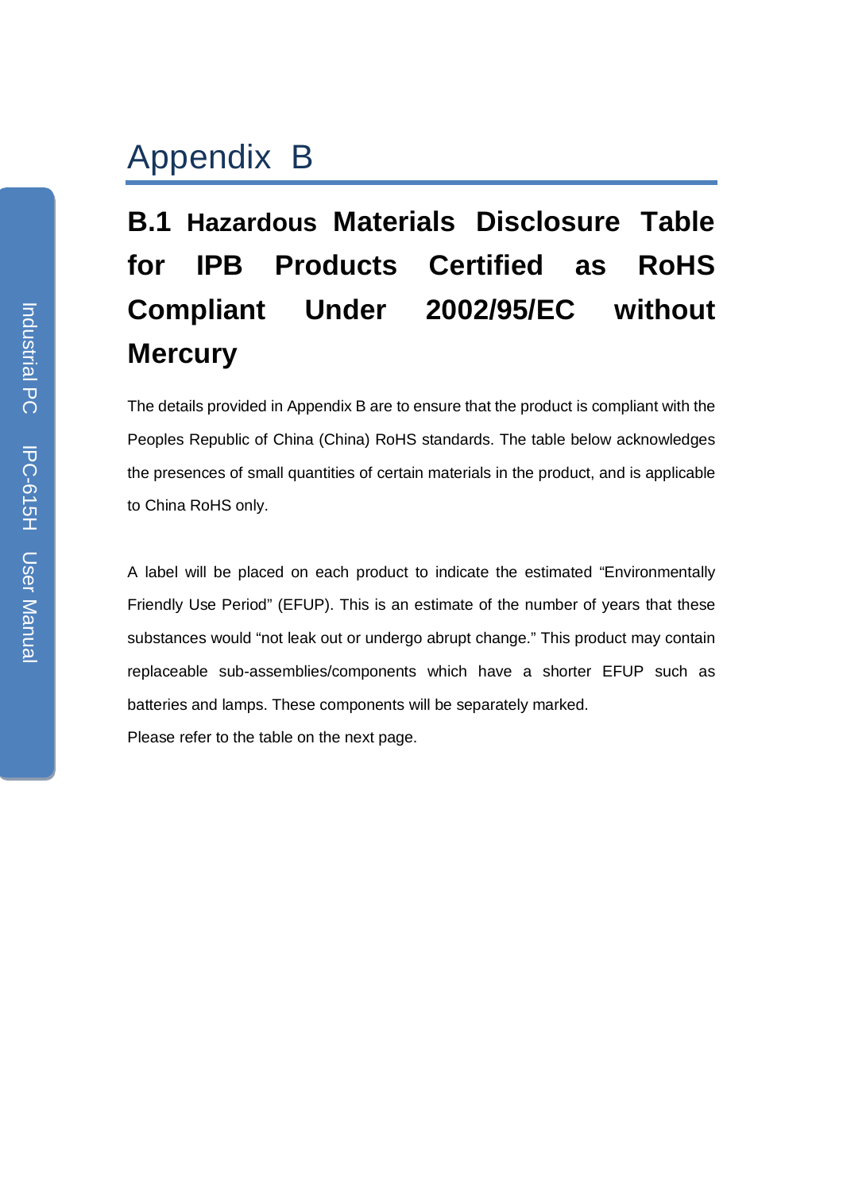# Appendix B

## B.1 Hazardous Materials Disclosure Table for IPB Products Certified as RoHS Compliant Under 2002/95/EC without Mercury

The details provided in Appendix B are to ensure that the product is compliant with the Peoples Republic of China (China) RoHS standards. The table below acknowledges the presences of small quantities of certain materials in the product, and is applicable to China RoHS only.

A label will be placed on each product to indicate the estimated "Environmentally Friendly Use Period" (EFUP). This is an estimate of the number of years that these substances would "not leak out or undergo abrupt change." This product may contain replaceable sub-assemblies/components which have a shorter EFUP such as batteries and lamps. These components will be separately marked.

Please refer to the table on the next page.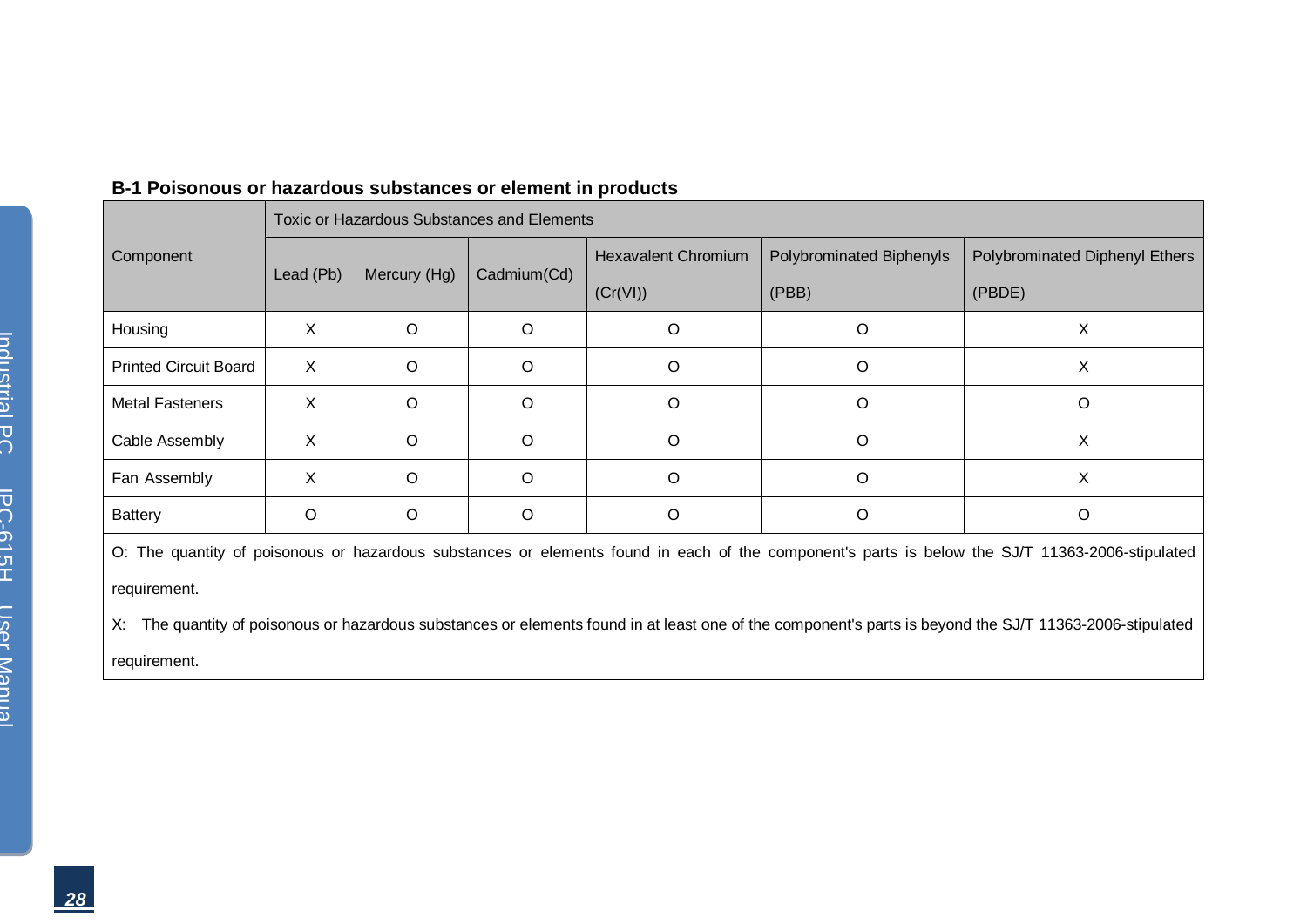**B-1 Poisonous or hazardous substances or element in products**

| Component | Toxic or Hazardous Substances and Elements | | | | | |
|---|---|---|---|---|---|---|
| | Lead (Pb) | Mercury (Hg) | Cadmium(Cd) | Hexavalent Chromium (Cr(VI)) | Polybrominated Biphenyls (PBB) | Polybrominated Diphenyl Ethers (PBDE) |
| Housing | X | O | O | O | O | X |
| Printed Circuit Board | X | O | O | O | O | X |
| Metal Fasteners | X | O | O | O | O | O |
| Cable Assembly | X | O | O | O | O | X |
| Fan Assembly | X | O | O | O | O | X |
| Battery | O | O | O | O | O | O |

O: The quantity of poisonous or hazardous substances or elements found in each of the component's parts is below the SJ/T 11363-2006-stipulated requirement.

X: The quantity of poisonous or hazardous substances or elements found in at least one of the component's parts is beyond the SJ/T 11363-2006-stipulated requirement.